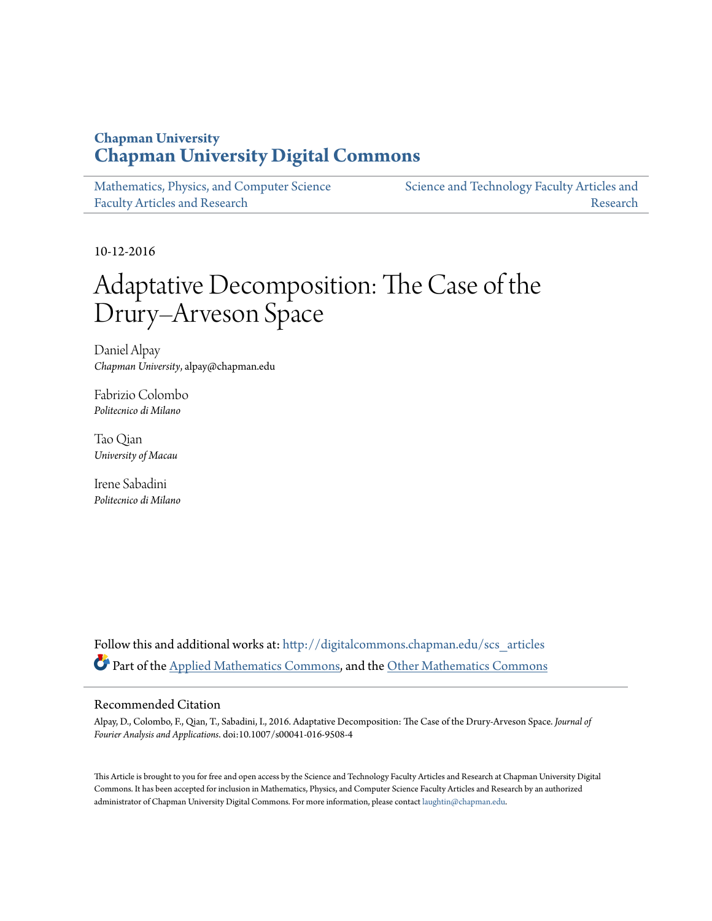**Chapman University**
# Chapman University Digital Commons

Mathematics, Physics, and Computer Science Faculty Articles and Research

Science and Technology Faculty Articles and Research

10-12-2016

# Adaptative Decomposition: The Case of the Drury–Arveson Space

Daniel Alpay
*Chapman University*, alpay@chapman.edu

Fabrizio Colombo
*Politecnico di Milano*

Tao Qian
*University of Macau*

Irene Sabadini
*Politecnico di Milano*

Follow this and additional works at: http://digitalcommons.chapman.edu/scs_articles

Part of the Applied Mathematics Commons, and the Other Mathematics Commons

## Recommended Citation

Alpay, D., Colombo, F., Qian, T., Sabadini, I., 2016. Adaptative Decomposition: The Case of the Drury-Arveson Space. *Journal of Fourier Analysis and Applications*. doi:10.1007/s00041-016-9508-4

This Article is brought to you for free and open access by the Science and Technology Faculty Articles and Research at Chapman University Digital Commons. It has been accepted for inclusion in Mathematics, Physics, and Computer Science Faculty Articles and Research by an authorized administrator of Chapman University Digital Commons. For more information, please contact laughtin@chapman.edu.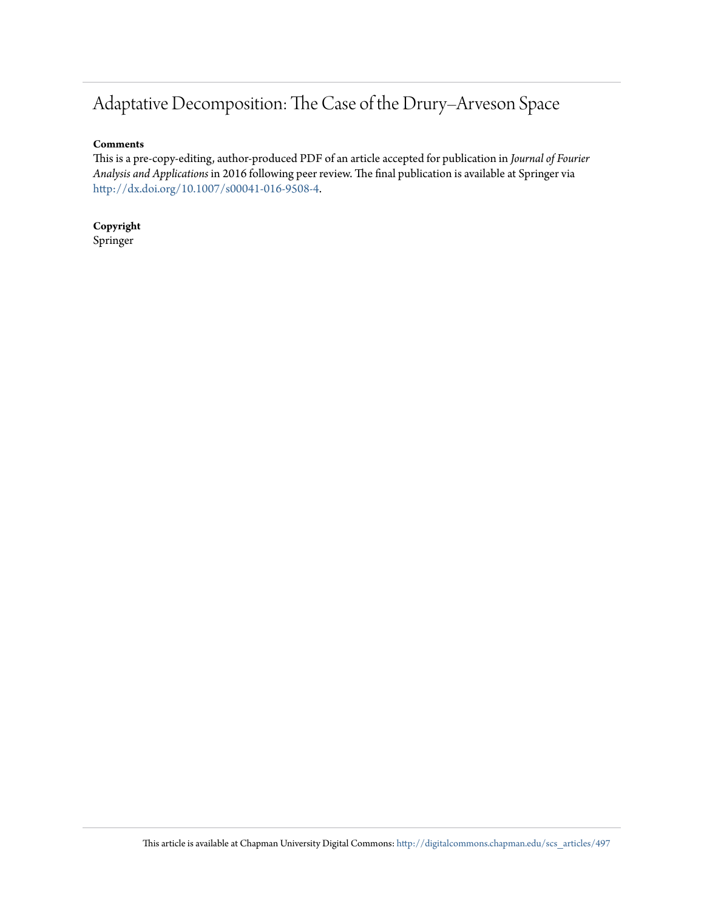# Adaptative Decomposition: The Case of the Drury–Arveson Space

**Comments**

This is a pre-copy-editing, author-produced PDF of an article accepted for publication in *Journal of Fourier Analysis and Applications* in 2016 following peer review. The final publication is available at Springer via http://dx.doi.org/10.1007/s00041-016-9508-4.

**Copyright**

Springer

This article is available at Chapman University Digital Commons: http://digitalcommons.chapman.edu/scs_articles/497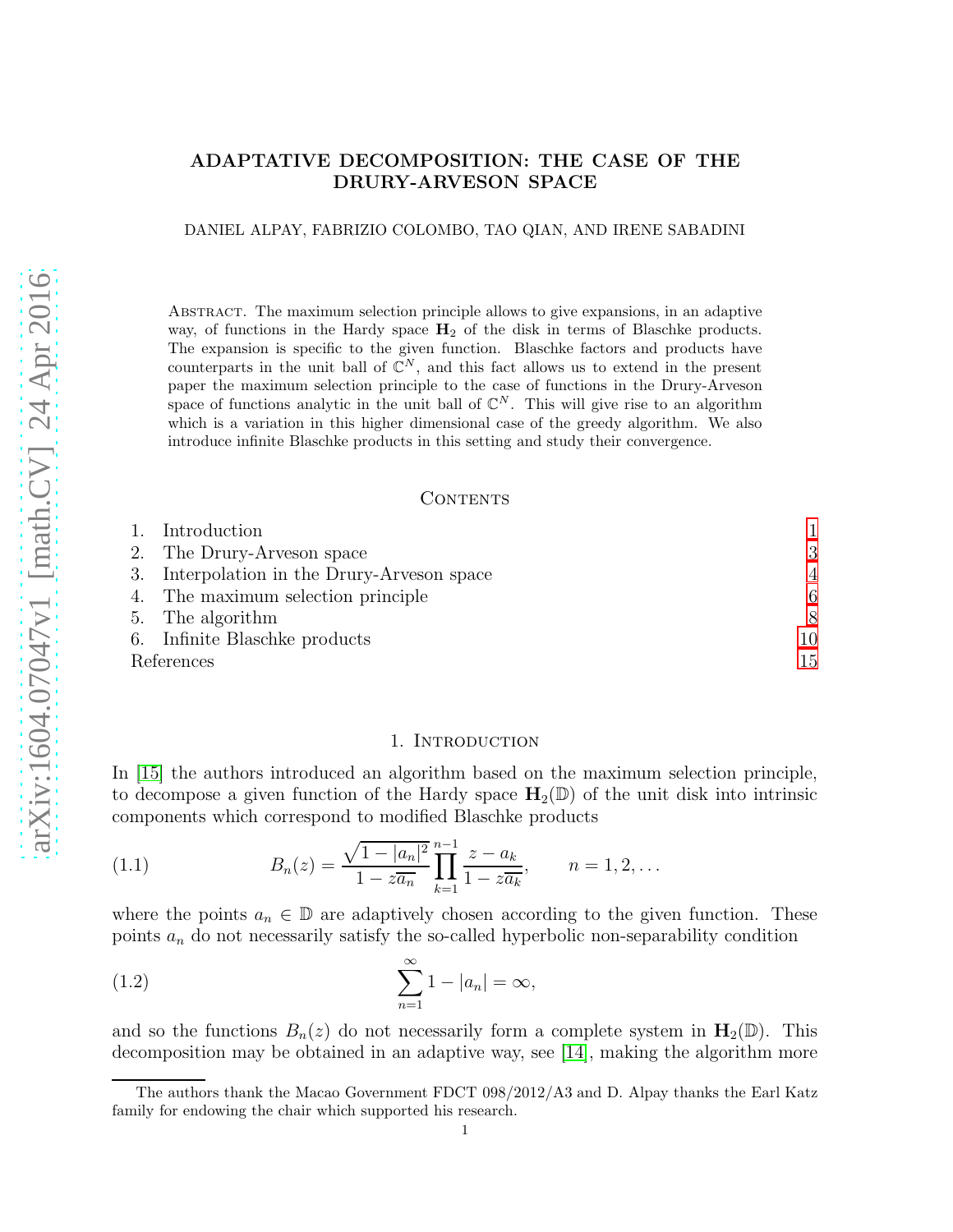# ADAPTATIVE DECOMPOSITION: THE CASE OF THE DRURY-ARVESON SPACE

DANIEL ALPAY, FABRIZIO COLOMBO, TAO QIAN, AND IRENE SABADINI

Abstract. The maximum selection principle allows to give expansions, in an adaptive way, of functions in the Hardy space $\mathbf{H}_2$ of the disk in terms of Blaschke products. The expansion is specific to the given function. Blaschke factors and products have counterparts in the unit ball of $\mathbb{C}^N$, and this fact allows us to extend in the present paper the maximum selection principle to the case of functions in the Drury-Arveson space of functions analytic in the unit ball of $\mathbb{C}^N$. This will give rise to an algorithm which is a variation in this higher dimensional case of the greedy algorithm. We also introduce infinite Blaschke products in this setting and study their convergence.

## Contents

| | | |
|---|---|---|
| 1. | Introduction | 1 |
| 2. | The Drury-Arveson space | 3 |
| 3. | Interpolation in the Drury-Arveson space | 4 |
| 4. | The maximum selection principle | 6 |
| 5. | The algorithm | 8 |
| 6. | Infinite Blaschke products | 10 |
| | References | 15 |

## 1. Introduction

In [15] the authors introduced an algorithm based on the maximum selection principle, to decompose a given function of the Hardy space $\mathbf{H}_2(\mathbb{D})$ of the unit disk into intrinsic components which correspond to modified Blaschke products

$$B_n(z) = \frac{\sqrt{1-|a_n|^2}}{1-z\overline{a_n}} \prod_{k=1}^{n-1} \frac{z-a_k}{1-z\overline{a_k}}, \qquad n = 1, 2, \ldots \tag{1.1}$$

where the points $a_n \in \mathbb{D}$ are adaptively chosen according to the given function. These points $a_n$ do not necessarily satisfy the so-called hyperbolic non-separability condition

$$\sum_{n=1}^{\infty} 1 - |a_n| = \infty, \tag{1.2}$$

and so the functions $B_n(z)$ do not necessarily form a complete system in $\mathbf{H}_2(\mathbb{D})$. This decomposition may be obtained in an adaptive way, see [14], making the algorithm more

The authors thank the Macao Government FDCT 098/2012/A3 and D. Alpay thanks the Earl Katz family for endowing the chair which supported his research.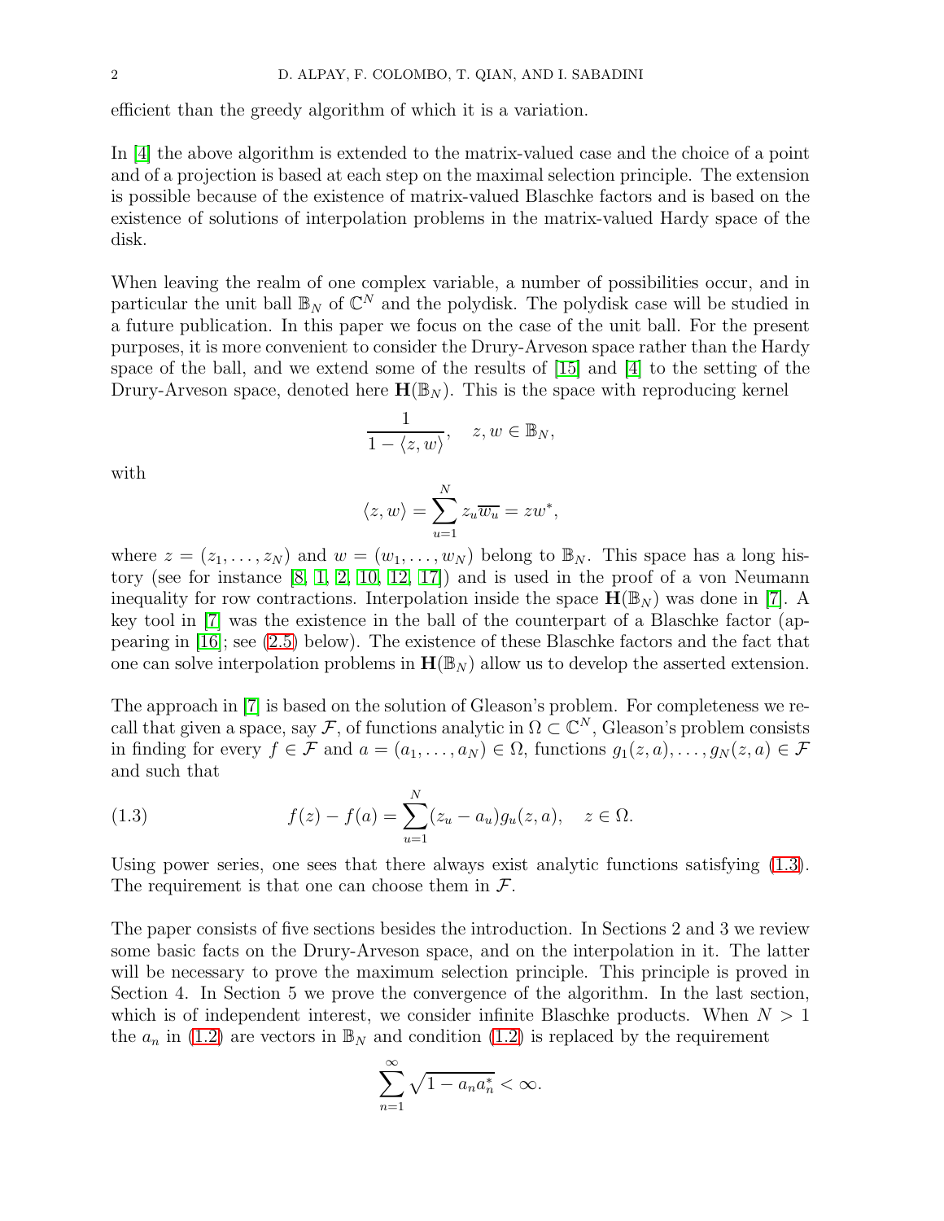efficient than the greedy algorithm of which it is a variation.

In [4] the above algorithm is extended to the matrix-valued case and the choice of a point and of a projection is based at each step on the maximal selection principle. The extension is possible because of the existence of matrix-valued Blaschke factors and is based on the existence of solutions of interpolation problems in the matrix-valued Hardy space of the disk.

When leaving the realm of one complex variable, a number of possibilities occur, and in particular the unit ball $\mathbb{B}_N$ of $\mathbb{C}^N$ and the polydisk. The polydisk case will be studied in a future publication. In this paper we focus on the case of the unit ball. For the present purposes, it is more convenient to consider the Drury-Arveson space rather than the Hardy space of the ball, and we extend some of the results of [15] and [4] to the setting of the Drury-Arveson space, denoted here $\mathbf{H}(\mathbb{B}_N)$. This is the space with reproducing kernel

$$\frac{1}{1-\langle z, w\rangle}, \quad z, w \in \mathbb{B}_N,$$

with

$$\langle z, w\rangle = \sum_{u=1}^{N} z_u \overline{w_u} = zw^*,$$

where $z = (z_1, \ldots, z_N)$ and $w = (w_1, \ldots, w_N)$ belong to $\mathbb{B}_N$. This space has a long history (see for instance [8, 1, 2, 10, 12, 17]) and is used in the proof of a von Neumann inequality for row contractions. Interpolation inside the space $\mathbf{H}(\mathbb{B}_N)$ was done in [7]. A key tool in [7] was the existence in the ball of the counterpart of a Blaschke factor (appearing in [16]; see (2.5) below). The existence of these Blaschke factors and the fact that one can solve interpolation problems in $\mathbf{H}(\mathbb{B}_N)$ allow us to develop the asserted extension.

The approach in [7] is based on the solution of Gleason's problem. For completeness we recall that given a space, say $\mathcal{F}$, of functions analytic in $\Omega \subset \mathbb{C}^N$, Gleason's problem consists in finding for every $f \in \mathcal{F}$ and $a = (a_1, \ldots, a_N) \in \Omega$, functions $g_1(z, a), \ldots, g_N(z, a) \in \mathcal{F}$ and such that

$$f(z) - f(a) = \sum_{u=1}^{N} (z_u - a_u) g_u(z, a), \quad z \in \Omega. \tag{1.3}$$

Using power series, one sees that there always exist analytic functions satisfying (1.3). The requirement is that one can choose them in $\mathcal{F}$.

The paper consists of five sections besides the introduction. In Sections 2 and 3 we review some basic facts on the Drury-Arveson space, and on the interpolation in it. The latter will be necessary to prove the maximum selection principle. This principle is proved in Section 4. In Section 5 we prove the convergence of the algorithm. In the last section, which is of independent interest, we consider infinite Blaschke products. When $N > 1$ the $a_n$ in (1.2) are vectors in $\mathbb{B}_N$ and condition (1.2) is replaced by the requirement

$$\sum_{n=1}^{\infty} \sqrt{1 - a_n a_n^*} < \infty.$$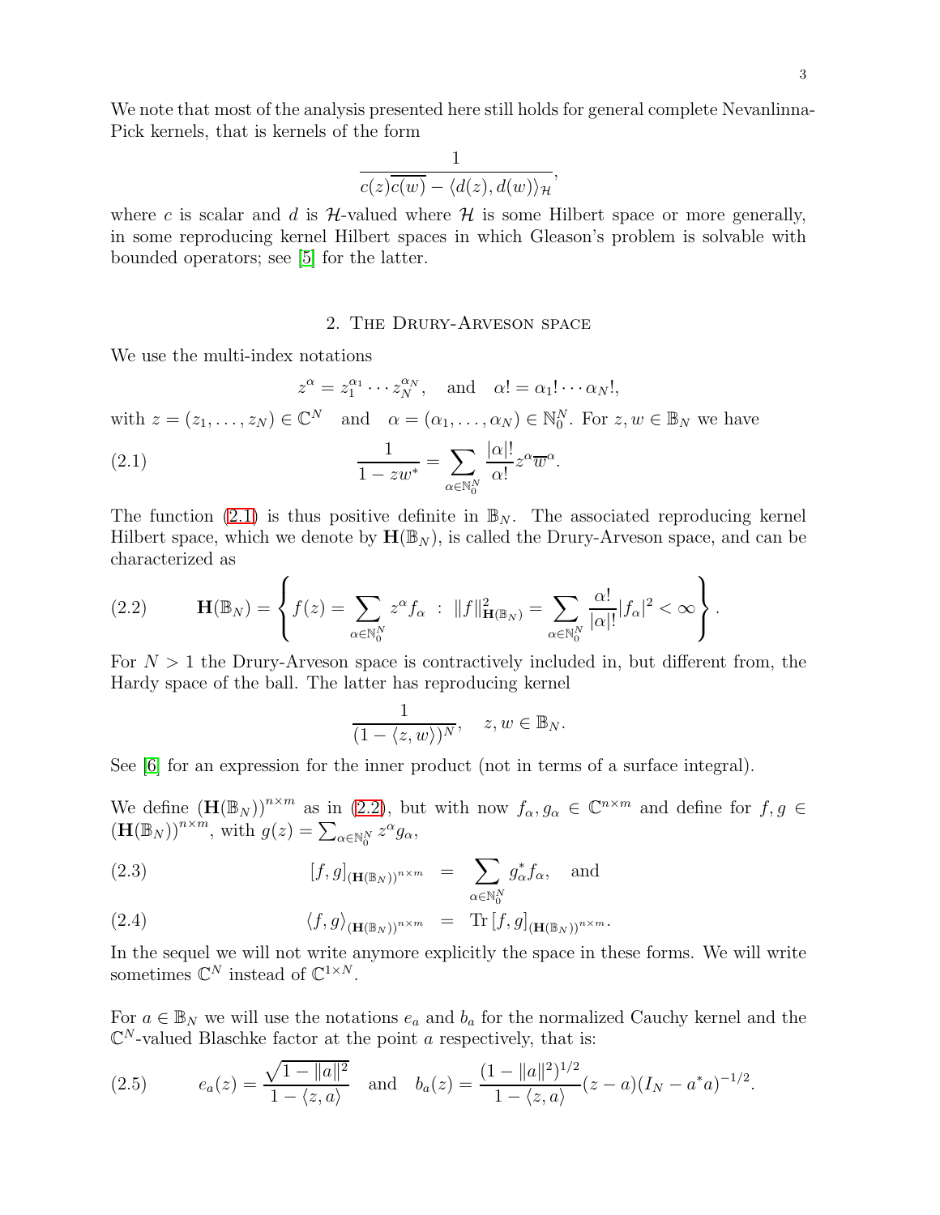We note that most of the analysis presented here still holds for general complete Nevanlinna-Pick kernels, that is kernels of the form

$$\frac{1}{c(z)\overline{c(w)} - \langle d(z), d(w)\rangle_{\mathcal{H}}},$$

where $c$ is scalar and $d$ is $\mathcal{H}$-valued where $\mathcal{H}$ is some Hilbert space or more generally, in some reproducing kernel Hilbert spaces in which Gleason's problem is solvable with bounded operators; see [5] for the latter.

## 2. The Drury-Arveson space

We use the multi-index notations

$$z^\alpha = z_1^{\alpha_1} \cdots z_N^{\alpha_N}, \quad \text{and} \quad \alpha! = \alpha_1! \cdots \alpha_N!,$$

with $z = (z_1, \ldots, z_N) \in \mathbb{C}^N$ and $\alpha = (\alpha_1, \ldots, \alpha_N) \in \mathbb{N}_0^N$. For $z, w \in \mathbb{B}_N$ we have

$$\frac{1}{1 - zw^*} = \sum_{\alpha \in \mathbb{N}_0^N} \frac{|\alpha|!}{\alpha!} z^\alpha \overline{w}^\alpha. \tag{2.1}$$

The function (2.1) is thus positive definite in $\mathbb{B}_N$. The associated reproducing kernel Hilbert space, which we denote by $\mathbf{H}(\mathbb{B}_N)$, is called the Drury-Arveson space, and can be characterized as

$$\mathbf{H}(\mathbb{B}_N) = \left\{ f(z) = \sum_{\alpha \in \mathbb{N}_0^N} z^\alpha f_\alpha \ : \ \|f\|^2_{\mathbf{H}(\mathbb{B}_N)} = \sum_{\alpha \in \mathbb{N}_0^N} \frac{\alpha!}{|\alpha|!} |f_\alpha|^2 < \infty \right\}. \tag{2.2}$$

For $N > 1$ the Drury-Arveson space is contractively included in, but different from, the Hardy space of the ball. The latter has reproducing kernel

$$\frac{1}{(1 - \langle z, w\rangle)^N}, \quad z, w \in \mathbb{B}_N.$$

See [6] for an expression for the inner product (not in terms of a surface integral).

We define $(\mathbf{H}(\mathbb{B}_N))^{n\times m}$ as in (2.2), but with now $f_\alpha, g_\alpha \in \mathbb{C}^{n\times m}$ and define for $f, g \in (\mathbf{H}(\mathbb{B}_N))^{n\times m}$, with $g(z) = \sum_{\alpha \in \mathbb{N}_0^N} z^\alpha g_\alpha$,

$$[f, g]_{(\mathbf{H}(\mathbb{B}_N))^{n\times m}} \ = \ \sum_{\alpha \in \mathbb{N}_0^N} g_\alpha^* f_\alpha, \quad \text{and} \tag{2.3}$$

$$\langle f, g\rangle_{(\mathbf{H}(\mathbb{B}_N))^{n\times m}} \ = \ \mathrm{Tr}\, [f, g]_{(\mathbf{H}(\mathbb{B}_N))^{n\times m}}. \tag{2.4}$$

In the sequel we will not write anymore explicitly the space in these forms. We will write sometimes $\mathbb{C}^N$ instead of $\mathbb{C}^{1\times N}$.

For $a \in \mathbb{B}_N$ we will use the notations $e_a$ and $b_a$ for the normalized Cauchy kernel and the $\mathbb{C}^N$-valued Blaschke factor at the point $a$ respectively, that is:

$$e_a(z) = \frac{\sqrt{1 - \|a\|^2}}{1 - \langle z, a\rangle} \quad \text{and} \quad b_a(z) = \frac{(1 - \|a\|^2)^{1/2}}{1 - \langle z, a\rangle}(z - a)(I_N - a^* a)^{-1/2}. \tag{2.5}$$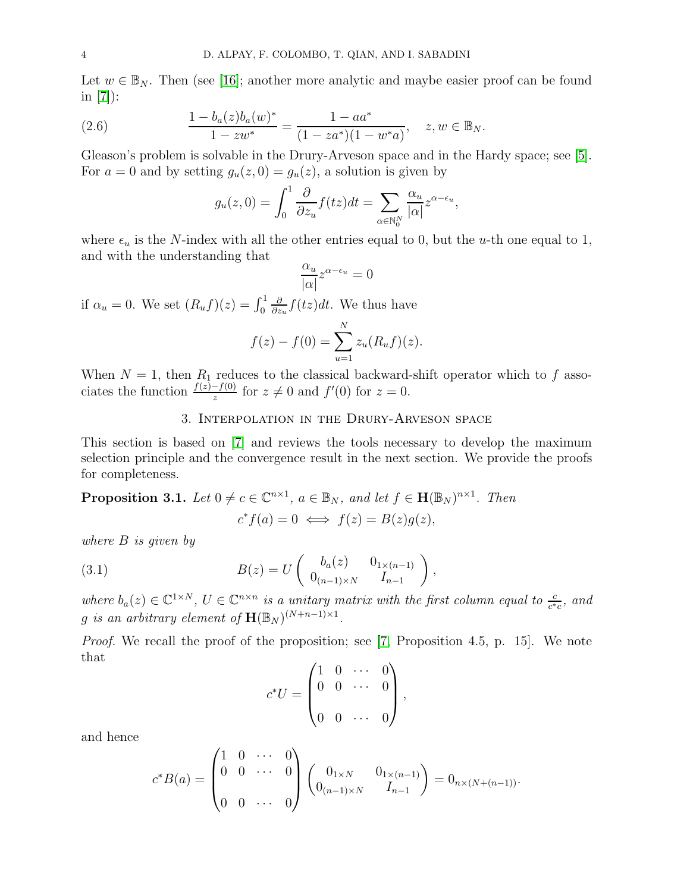Let $w \in \mathbb{B}_N$. Then (see [16]; another more analytic and maybe easier proof can be found in [7]):

$$
\frac{1 - b_a(z)b_a(w)^*}{1 - zw^*} = \frac{1 - aa^*}{(1 - za^*)(1 - w^*a)}, \quad z, w \in \mathbb{B}_N. \tag{2.6}
$$

Gleason's problem is solvable in the Drury-Arveson space and in the Hardy space; see [5]. For $a = 0$ and by setting $g_u(z, 0) = g_u(z)$, a solution is given by

$$
g_u(z, 0) = \int_0^1 \frac{\partial}{\partial z_u} f(tz)dt = \sum_{\alpha \in \mathbb{N}_0^N} \frac{\alpha_u}{|\alpha|} z^{\alpha - \epsilon_u},
$$

where $\epsilon_u$ is the $N$-index with all the other entries equal to 0, but the $u$-th one equal to 1, and with the understanding that

$$
\frac{\alpha_u}{|\alpha|} z^{\alpha - \epsilon_u} = 0
$$

if $\alpha_u = 0$. We set $(R_u f)(z) = \int_0^1 \frac{\partial}{\partial z_u} f(tz)dt$. We thus have

$$
f(z) - f(0) = \sum_{u=1}^N z_u (R_u f)(z).
$$

When $N = 1$, then $R_1$ reduces to the classical backward-shift operator which to $f$ associates the function $\frac{f(z) - f(0)}{z}$ for $z \neq 0$ and $f'(0)$ for $z = 0$.

## 3. Interpolation in the Drury-Arveson space

This section is based on [7] and reviews the tools necessary to develop the maximum selection principle and the convergence result in the next section. We provide the proofs for completeness.

**Proposition 3.1.** *Let $0 \neq c \in \mathbb{C}^{n \times 1}$, $a \in \mathbb{B}_N$, and let $f \in \mathbf{H}(\mathbb{B}_N)^{n \times 1}$. Then*

$$
c^* f(a) = 0 \iff f(z) = B(z)g(z),
$$

*where $B$ is given by*

$$
B(z) = U \begin{pmatrix} b_a(z) & 0_{1 \times (n-1)} \\ 0_{(n-1) \times N} & I_{n-1} \end{pmatrix}, \tag{3.1}
$$

*where $b_a(z) \in \mathbb{C}^{1 \times N}$, $U \in \mathbb{C}^{n \times n}$ is a unitary matrix with the first column equal to $\frac{c}{c^*c}$, and $g$ is an arbitrary element of $\mathbf{H}(\mathbb{B}_N)^{(N+n-1) \times 1}$.*

*Proof.* We recall the proof of the proposition; see [7, Proposition 4.5, p. 15]. We note that

$$
c^* U = \begin{pmatrix} 1 & 0 & \cdots & 0 \\ 0 & 0 & \cdots & 0 \\ & & & \\ 0 & 0 & \cdots & 0 \end{pmatrix},
$$

and hence

$$
c^* B(a) = \begin{pmatrix} 1 & 0 & \cdots & 0 \\ 0 & 0 & \cdots & 0 \\ & & & \\ 0 & 0 & \cdots & 0 \end{pmatrix} \begin{pmatrix} 0_{1 \times N} & 0_{1 \times (n-1)} \\ 0_{(n-1) \times N} & I_{n-1} \end{pmatrix} = 0_{n \times (N + (n-1))}.
$$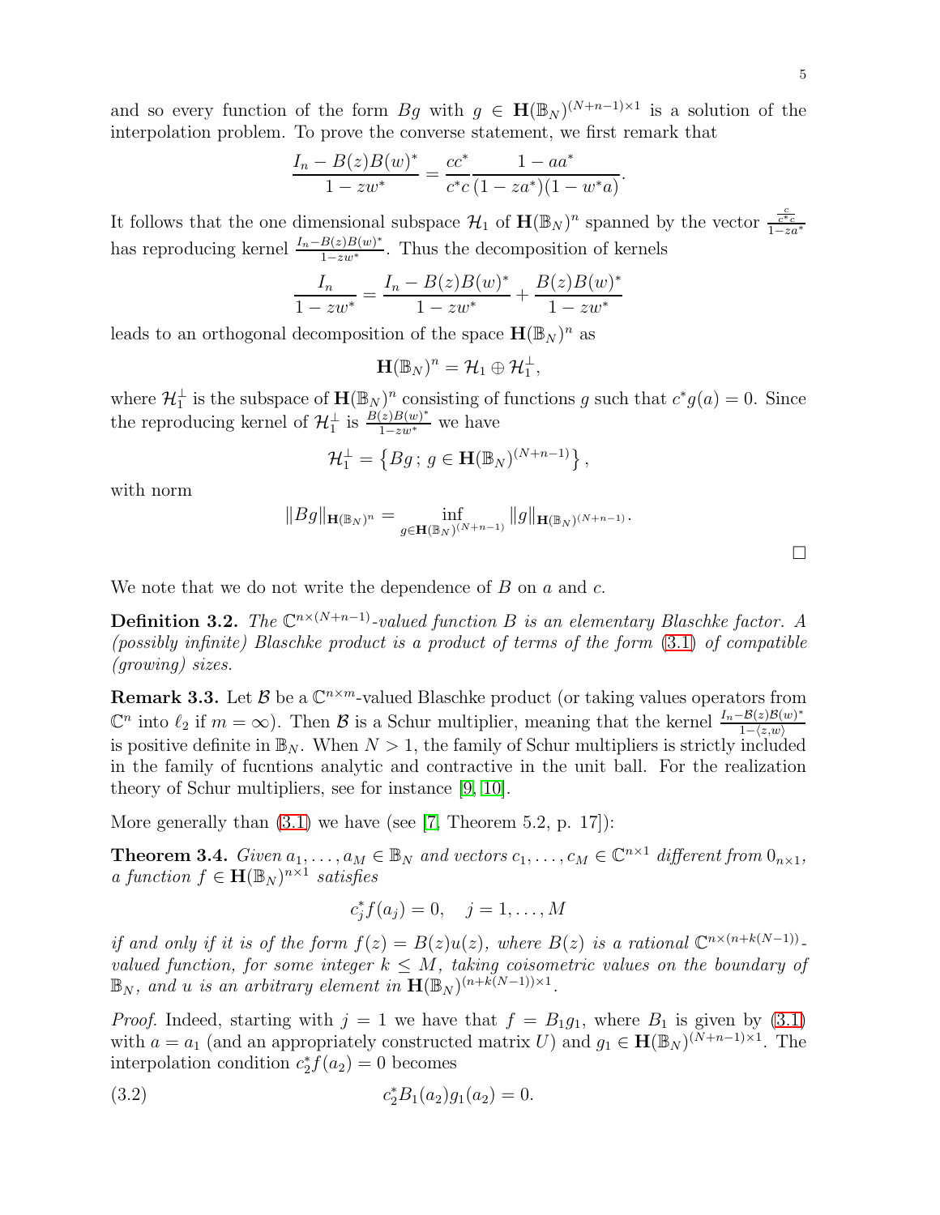and so every function of the form $Bg$ with $g \in \mathbf{H}(\mathbb{B}_N)^{(N+n-1)\times 1}$ is a solution of the interpolation problem. To prove the converse statement, we first remark that

$$\frac{I_n - B(z)B(w)^*}{1 - zw^*} = \frac{cc^*}{c^*c}\frac{1 - aa^*}{(1 - za^*)(1 - w^*a)}.$$

It follows that the one dimensional subspace $\mathcal{H}_1$ of $\mathbf{H}(\mathbb{B}_N)^n$ spanned by the vector $\frac{\frac{c}{c^*c}}{1-za^*}$ has reproducing kernel $\frac{I_n - B(z)B(w)^*}{1-zw^*}$. Thus the decomposition of kernels

$$\frac{I_n}{1 - zw^*} = \frac{I_n - B(z)B(w)^*}{1 - zw^*} + \frac{B(z)B(w)^*}{1 - zw^*}$$

leads to an orthogonal decomposition of the space $\mathbf{H}(\mathbb{B}_N)^n$ as

$$\mathbf{H}(\mathbb{B}_N)^n = \mathcal{H}_1 \oplus \mathcal{H}_1^\perp,$$

where $\mathcal{H}_1^\perp$ is the subspace of $\mathbf{H}(\mathbb{B}_N)^n$ consisting of functions $g$ such that $c^*g(a) = 0$. Since the reproducing kernel of $\mathcal{H}_1^\perp$ is $\frac{B(z)B(w)^*}{1-zw^*}$ we have

$$\mathcal{H}_1^\perp = \left\{ Bg\,;\, g \in \mathbf{H}(\mathbb{B}_N)^{(N+n-1)} \right\},$$

with norm

$$\|Bg\|_{\mathbf{H}(\mathbb{B}_N)^n} = \inf_{g \in \mathbf{H}(\mathbb{B}_N)^{(N+n-1)}} \|g\|_{\mathbf{H}(\mathbb{B}_N)^{(N+n-1)}}.$$

$\square$

We note that we do not write the dependence of $B$ on $a$ and $c$.

**Definition 3.2.** *The $\mathbb{C}^{n\times(N+n-1)}$-valued function $B$ is an elementary Blaschke factor. A (possibly infinite) Blaschke product is a product of terms of the form (3.1) of compatible (growing) sizes.*

**Remark 3.3.** Let $\mathcal{B}$ be a $\mathbb{C}^{n\times m}$-valued Blaschke product (or taking values operators from $\mathbb{C}^n$ into $\ell_2$ if $m = \infty$). Then $\mathcal{B}$ is a Schur multiplier, meaning that the kernel $\frac{I_n - \mathcal{B}(z)\mathcal{B}(w)^*}{1-\langle z,w\rangle}$ is positive definite in $\mathbb{B}_N$. When $N > 1$, the family of Schur multipliers is strictly included in the family of fucntions analytic and contractive in the unit ball. For the realization theory of Schur multipliers, see for instance [9, 10].

More generally than (3.1) we have (see [7, Theorem 5.2, p. 17]):

**Theorem 3.4.** *Given $a_1, \ldots, a_M \in \mathbb{B}_N$ and vectors $c_1, \ldots, c_M \in \mathbb{C}^{n\times 1}$ different from $0_{n\times 1}$, a function $f \in \mathbf{H}(\mathbb{B}_N)^{n\times 1}$ satisfies*

$$c_j^* f(a_j) = 0, \quad j = 1, \ldots, M$$

*if and only if it is of the form $f(z) = B(z)u(z)$, where $B(z)$ is a rational $\mathbb{C}^{n\times(n+k(N-1))}$-valued function, for some integer $k \le M$, taking coisometric values on the boundary of $\mathbb{B}_N$, and $u$ is an arbitrary element in $\mathbf{H}(\mathbb{B}_N)^{(n+k(N-1))\times 1}$.*

*Proof.* Indeed, starting with $j = 1$ we have that $f = B_1 g_1$, where $B_1$ is given by (3.1) with $a = a_1$ (and an appropriately constructed matrix $U$) and $g_1 \in \mathbf{H}(\mathbb{B}_N)^{(N+n-1)\times 1}$. The interpolation condition $c_2^* f(a_2) = 0$ becomes

$$c_2^* B_1(a_2) g_1(a_2) = 0. \tag{3.2}$$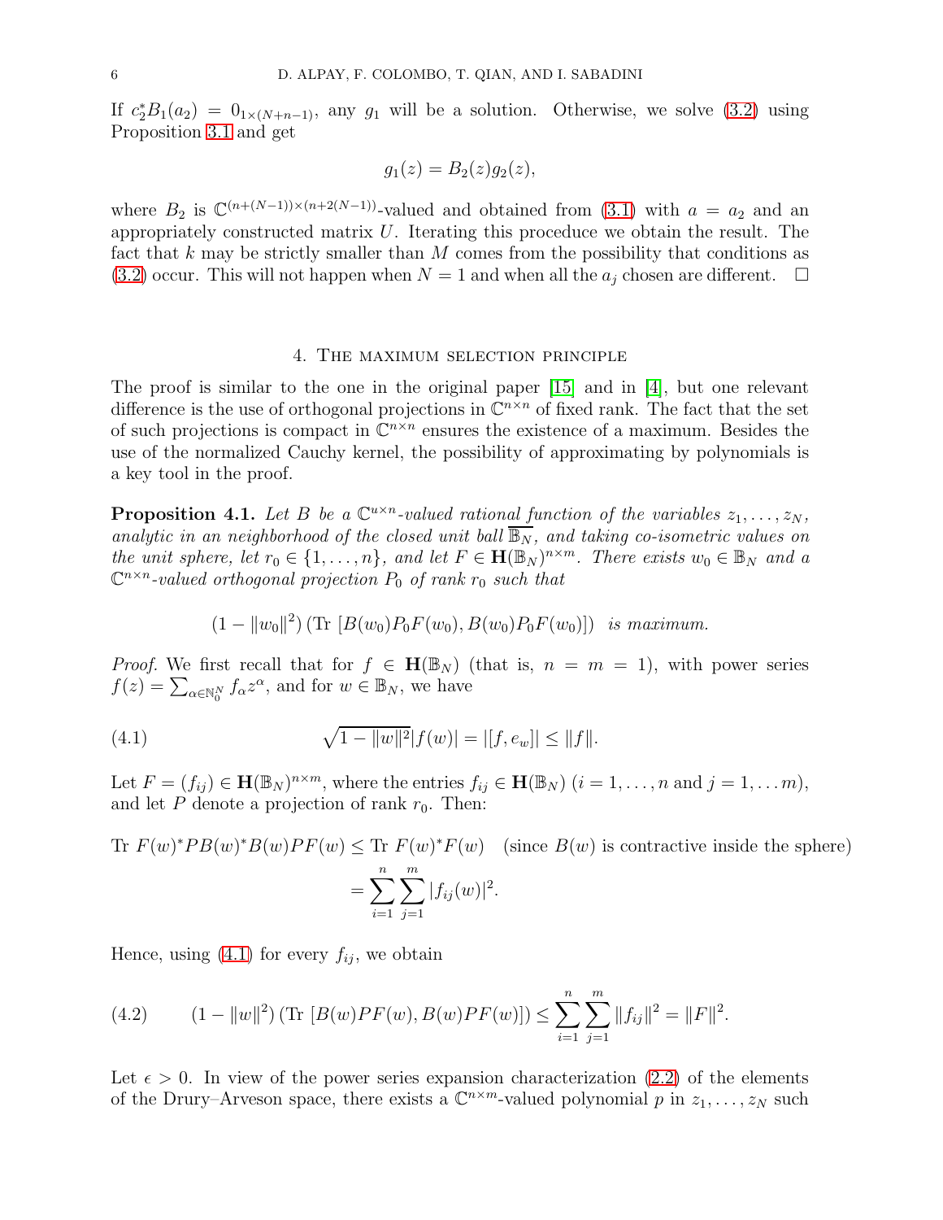If $c_2^* B_1(a_2) = 0_{1\times(N+n-1)}$, any $g_1$ will be a solution. Otherwise, we solve (3.2) using Proposition 3.1 and get

$$g_1(z) = B_2(z) g_2(z),$$

where $B_2$ is $\mathbb{C}^{(n+(N-1))\times(n+2(N-1))}$-valued and obtained from (3.1) with $a = a_2$ and an appropriately constructed matrix $U$. Iterating this procedure we obtain the result. The fact that $k$ may be strictly smaller than $M$ comes from the possibility that conditions as (3.2) occur. This will not happen when $N = 1$ and when all the $a_j$ chosen are different. $\square$

## 4. The maximum selection principle

The proof is similar to the one in the original paper [15] and in [4], but one relevant difference is the use of orthogonal projections in $\mathbb{C}^{n\times n}$ of fixed rank. The fact that the set of such projections is compact in $\mathbb{C}^{n\times n}$ ensures the existence of a maximum. Besides the use of the normalized Cauchy kernel, the possibility of approximating by polynomials is a key tool in the proof.

**Proposition 4.1.** *Let $B$ be a $\mathbb{C}^{u\times n}$-valued rational function of the variables $z_1, \ldots, z_N$, analytic in an neighborhood of the closed unit ball $\overline{\mathbb{B}_N}$, and taking co-isometric values on the unit sphere, let $r_0 \in \{1, \ldots, n\}$, and let $F \in \mathbf{H}(\mathbb{B}_N)^{n\times m}$. There exists $w_0 \in \mathbb{B}_N$ and a $\mathbb{C}^{n\times n}$-valued orthogonal projection $P_0$ of rank $r_0$ such that*

$$(1 - \|w_0\|^2)\,(\mathrm{Tr}\ [B(w_0)P_0F(w_0), B(w_0)P_0F(w_0)]) \ \text{ is maximum.}$$

*Proof.* We first recall that for $f \in \mathbf{H}(\mathbb{B}_N)$ (that is, $n = m = 1$), with power series $f(z) = \sum_{\alpha\in\mathbb{N}_0^N} f_\alpha z^\alpha$, and for $w \in \mathbb{B}_N$, we have

$$\sqrt{1 - \|w\|^2}\,|f(w)| = |[f, e_w]| \leq \|f\|. \tag{4.1}$$

Let $F = (f_{ij}) \in \mathbf{H}(\mathbb{B}_N)^{n\times m}$, where the entries $f_{ij} \in \mathbf{H}(\mathbb{B}_N)$ ($i = 1, \ldots, n$ and $j = 1, \ldots m$), and let $P$ denote a projection of rank $r_0$. Then:

$$\begin{aligned}
\mathrm{Tr}\ F(w)^* P B(w)^* B(w) P F(w) &\leq \mathrm{Tr}\ F(w)^* F(w) \quad \text{(since } B(w) \text{ is contractive inside the sphere)}\\
&= \sum_{i=1}^n \sum_{j=1}^m |f_{ij}(w)|^2.
\end{aligned}$$

Hence, using (4.1) for every $f_{ij}$, we obtain

$$(1 - \|w\|^2)\,(\mathrm{Tr}\ [B(w)PF(w), B(w)PF(w)]) \leq \sum_{i=1}^n \sum_{j=1}^m \|f_{ij}\|^2 = \|F\|^2. \tag{4.2}$$

Let $\epsilon > 0$. In view of the power series expansion characterization (2.2) of the elements of the Drury–Arveson space, there exists a $\mathbb{C}^{n\times m}$-valued polynomial $p$ in $z_1, \ldots, z_N$ such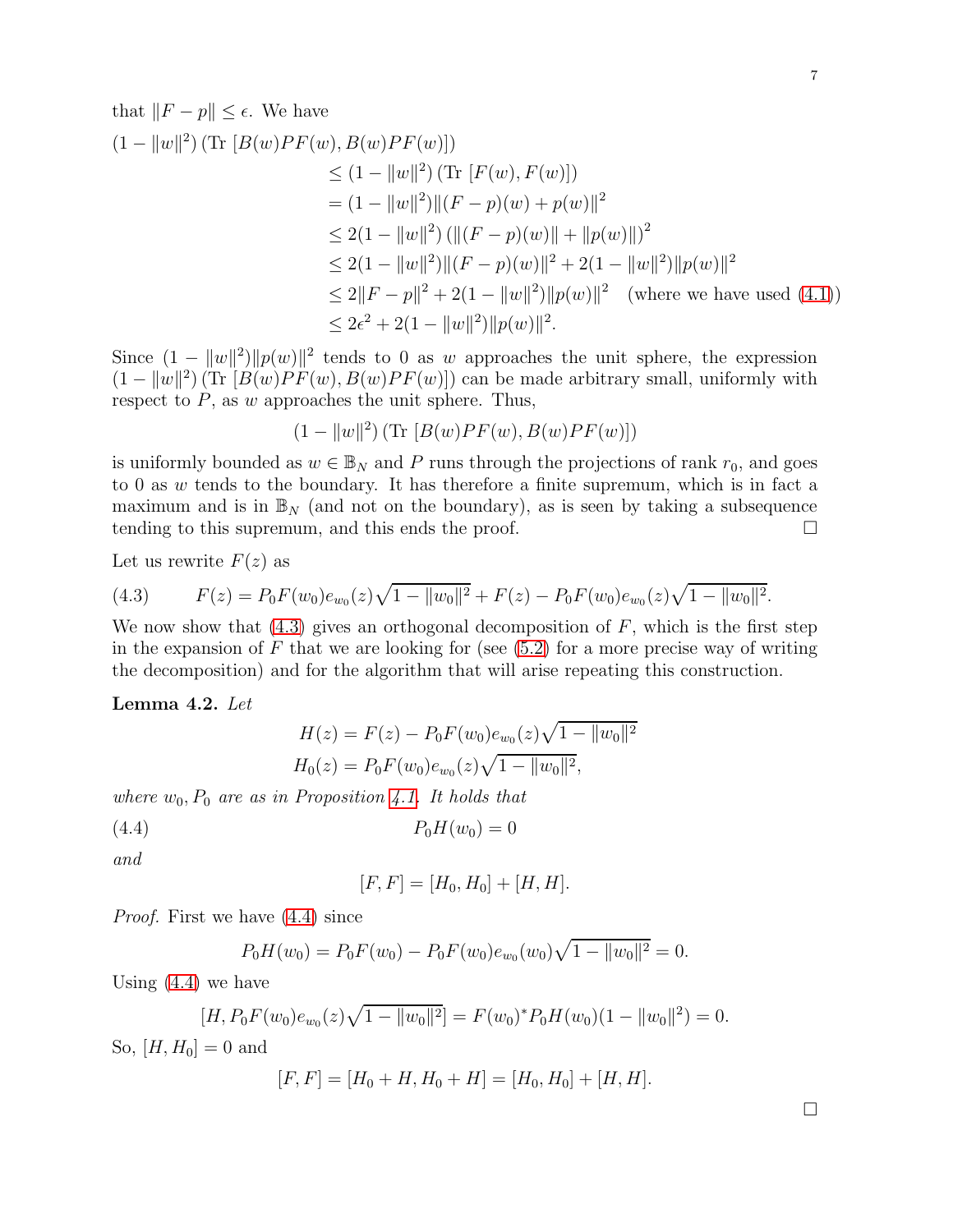that $\|F-p\| \leq \epsilon$. We have

$$
\begin{aligned}
(1-\|w\|^2)\,(\text{Tr }[B(w)PF(w), B(w)PF(w)]) &\\
&\leq (1-\|w\|^2)\,(\text{Tr }[F(w), F(w)])\\
&= (1-\|w\|^2)\|(F-p)(w)+p(w)\|^2\\
&\leq 2(1-\|w\|^2)\,(\|(F-p)(w)\|+\|p(w)\|)^2\\
&\leq 2(1-\|w\|^2)\|(F-p)(w)\|^2+2(1-\|w\|^2)\|p(w)\|^2\\
&\leq 2\|F-p\|^2+2(1-\|w\|^2)\|p(w)\|^2 \quad \text{(where we have used (4.1))}\\
&\leq 2\epsilon^2+2(1-\|w\|^2)\|p(w)\|^2.
\end{aligned}
$$

Since $(1-\|w\|^2)\|p(w)\|^2$ tends to 0 as $w$ approaches the unit sphere, the expression $(1-\|w\|^2)\,(\text{Tr }[B(w)PF(w), B(w)PF(w)])$ can be made arbitrary small, uniformly with respect to $P$, as $w$ approaches the unit sphere. Thus,

$$
(1-\|w\|^2)\,(\text{Tr }[B(w)PF(w), B(w)PF(w)])
$$

is uniformly bounded as $w \in \mathbb{B}_N$ and $P$ runs through the projections of rank $r_0$, and goes to 0 as $w$ tends to the boundary. It has therefore a finite supremum, which is in fact a maximum and is in $\mathbb{B}_N$ (and not on the boundary), as is seen by taking a subsequence tending to this supremum, and this ends the proof. $\square$

Let us rewrite $F(z)$ as

$$
F(z) = P_0F(w_0)e_{w_0}(z)\sqrt{1-\|w_0\|^2} + F(z) - P_0F(w_0)e_{w_0}(z)\sqrt{1-\|w_0\|^2}. \tag{4.3}
$$

We now show that (4.3) gives an orthogonal decomposition of $F$, which is the first step in the expansion of $F$ that we are looking for (see (5.2) for a more precise way of writing the decomposition) and for the algorithm that will arise repeating this construction.

**Lemma 4.2.** *Let*

$$
\begin{aligned}
H(z) &= F(z) - P_0F(w_0)e_{w_0}(z)\sqrt{1-\|w_0\|^2}\\
H_0(z) &= P_0F(w_0)e_{w_0}(z)\sqrt{1-\|w_0\|^2},
\end{aligned}
$$

*where $w_0, P_0$ are as in Proposition 4.1. It holds that*

$$
P_0H(w_0) = 0 \tag{4.4}
$$

*and*

$$
[F,F] = [H_0,H_0] + [H,H].
$$

*Proof.* First we have (4.4) since

$$
P_0H(w_0) = P_0F(w_0) - P_0F(w_0)e_{w_0}(w_0)\sqrt{1-\|w_0\|^2} = 0.
$$

Using (4.4) we have

$$
[H, P_0F(w_0)e_{w_0}(z)\sqrt{1-\|w_0\|^2}] = F(w_0)^*P_0H(w_0)(1-\|w_0\|^2) = 0.
$$

So, $[H,H_0]=0$ and

$$
[F,F] = [H_0+H, H_0+H] = [H_0,H_0] + [H,H].
$$

$\square$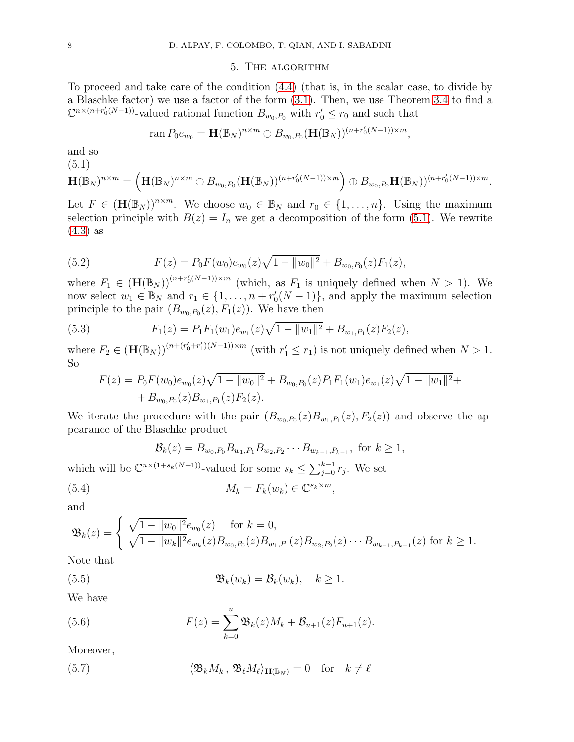## 5. The algorithm

To proceed and take care of the condition (4.4) (that is, in the scalar case, to divide by a Blaschke factor) we use a factor of the form (3.1). Then, we use Theorem 3.4 to find a $\mathbb{C}^{n\times(n+r_0'(N-1))}$-valued rational function $B_{w_0,P_0}$ with $r_0'\le r_0$ and such that

$$\operatorname{ran} P_0 e_{w_0} = \mathbf{H}(\mathbb{B}_N)^{n\times m} \ominus B_{w_0,P_0}(\mathbf{H}(\mathbb{B}_N))^{(n+r_0'(N-1))\times m},$$

and so

$$\mathbf{H}(\mathbb{B}_N)^{n\times m} = \left(\mathbf{H}(\mathbb{B}_N)^{n\times m} \ominus B_{w_0,P_0}(\mathbf{H}(\mathbb{B}_N))^{(n+r_0'(N-1))\times m}\right) \oplus B_{w_0,P_0}\mathbf{H}(\mathbb{B}_N))^{(n+r_0'(N-1))\times m}. \tag{5.1}$$

Let $F\in(\mathbf{H}(\mathbb{B}_N))^{n\times m}$. We choose $w_0\in\mathbb{B}_N$ and $r_0\in\{1,\ldots,n\}$. Using the maximum selection principle with $B(z)=I_n$ we get a decomposition of the form (5.1). We rewrite (4.3) as

$$F(z) = P_0F(w_0)e_{w_0}(z)\sqrt{1-\|w_0\|^2} + B_{w_0,P_0}(z)F_1(z), \tag{5.2}$$

where $F_1\in(\mathbf{H}(\mathbb{B}_N))^{(n+r_0'(N-1))\times m}$ (which, as $F_1$ is uniquely defined when $N>1$). We now select $w_1\in\mathbb{B}_N$ and $r_1\in\{1,\ldots,n+r_0'(N-1)\}$, and apply the maximum selection principle to the pair $(B_{w_0,P_0}(z),F_1(z))$. We have then

$$F_1(z) = P_1F_1(w_1)e_{w_1}(z)\sqrt{1-\|w_1\|^2} + B_{w_1,P_1}(z)F_2(z), \tag{5.3}$$

where $F_2\in(\mathbf{H}(\mathbb{B}_N))^{(n+(r_0'+r_1')(N-1))\times m}$ (with $r_1'\le r_1$) is not uniquely defined when $N>1$. So

$$\begin{split}F(z) = P_0F(w_0)e_{w_0}(z)\sqrt{1-\|w_0\|^2} + B_{w_0,P_0}(z)P_1F_1(w_1)e_{w_1}(z)\sqrt{1-\|w_1\|^2}+\\ + B_{w_0,P_0}(z)B_{w_1,P_1}(z)F_2(z).\end{split}$$

We iterate the procedure with the pair $(B_{w_0,P_0}(z)B_{w_1,P_1}(z),F_2(z))$ and observe the appearance of the Blaschke product

$$\mathcal{B}_k(z) = B_{w_0,P_0}B_{w_1,P_1}B_{w_2,P_2}\cdots B_{w_{k-1},P_{k-1}},\ \text{for } k\ge 1,$$

which will be $\mathbb{C}^{n\times(1+s_k(N-1))}$-valued for some $s_k\le\sum_{j=0}^{k-1}r_j$. We set

$$M_k = F_k(w_k)\in\mathbb{C}^{s_k\times m}, \tag{5.4}$$

and

$$\mathfrak{B}_k(z) = \begin{cases}\sqrt{1-\|w_0\|^2}e_{w_0}(z) & \text{for } k=0,\\ \sqrt{1-\|w_k\|^2}e_{w_k}(z)B_{w_0,P_0}(z)B_{w_1,P_1}(z)B_{w_2,P_2}(z)\cdots B_{w_{k-1},P_{k-1}}(z) & \text{for } k\ge 1.\end{cases}$$

Note that

$$\mathfrak{B}_k(w_k) = \mathcal{B}_k(w_k),\quad k\ge 1. \tag{5.5}$$

We have

$$F(z) = \sum_{k=0}^{u}\mathfrak{B}_k(z)M_k + \mathcal{B}_{u+1}(z)F_{u+1}(z). \tag{5.6}$$

Moreover,

$$\langle \mathfrak{B}_kM_k\,,\,\mathfrak{B}_\ell M_\ell\rangle_{\mathbf{H}(\mathbb{B}_N)} = 0 \quad \text{for} \quad k\ne\ell \tag{5.7}$$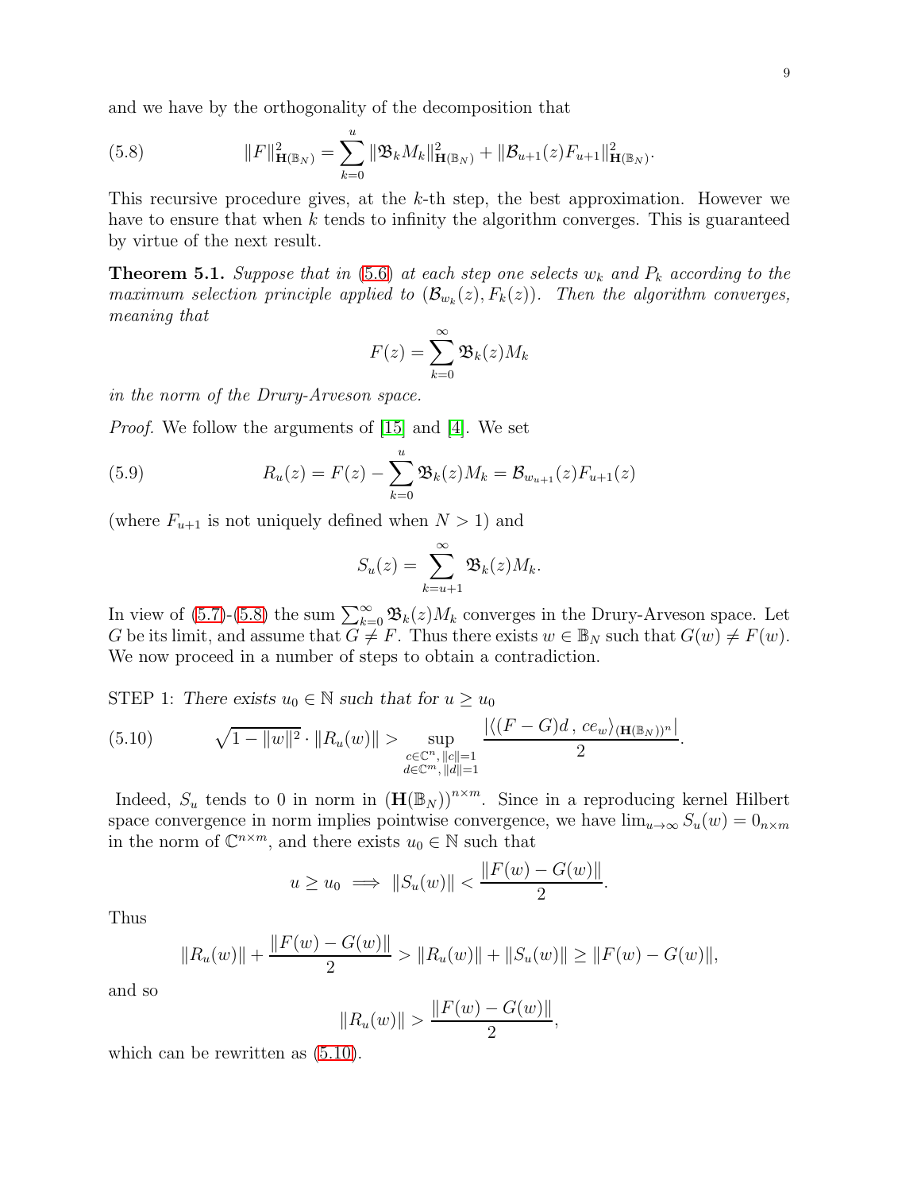and we have by the orthogonality of the decomposition that

$$\|F\|^2_{\mathbf{H}(\mathbb{B}_N)} = \sum_{k=0}^{u} \|\mathfrak{B}_k M_k\|^2_{\mathbf{H}(\mathbb{B}_N)} + \|\mathcal{B}_{u+1}(z) F_{u+1}\|^2_{\mathbf{H}(\mathbb{B}_N)}. \tag{5.8}$$

This recursive procedure gives, at the $k$-th step, the best approximation. However we have to ensure that when $k$ tends to infinity the algorithm converges. This is guaranteed by virtue of the next result.

**Theorem 5.1.** *Suppose that in (5.6) at each step one selects $w_k$ and $P_k$ according to the maximum selection principle applied to $(\mathcal{B}_{w_k}(z), F_k(z))$. Then the algorithm converges, meaning that*

$$F(z) = \sum_{k=0}^{\infty} \mathfrak{B}_k(z) M_k$$

*in the norm of the Drury-Arveson space.*

*Proof.* We follow the arguments of [15] and [4]. We set

$$R_u(z) = F(z) - \sum_{k=0}^{u} \mathfrak{B}_k(z) M_k = \mathcal{B}_{w_{u+1}}(z) F_{u+1}(z) \tag{5.9}$$

(where $F_{u+1}$ is not uniquely defined when $N > 1$) and

$$S_u(z) = \sum_{k=u+1}^{\infty} \mathfrak{B}_k(z) M_k.$$

In view of (5.7)-(5.8) the sum $\sum_{k=0}^{\infty} \mathfrak{B}_k(z) M_k$ converges in the Drury-Arveson space. Let $G$ be its limit, and assume that $G \neq F$. Thus there exists $w \in \mathbb{B}_N$ such that $G(w) \neq F(w)$. We now proceed in a number of steps to obtain a contradiction.

STEP 1: *There exists $u_0 \in \mathbb{N}$ such that for $u \geq u_0$*

$$\sqrt{1 - \|w\|^2} \cdot \|R_u(w)\| > \sup_{\substack{c \in \mathbb{C}^n, \|c\|=1 \\ d \in \mathbb{C}^m, \|d\|=1}} \frac{|\langle (F-G)d \,,\, c e_w \rangle_{(\mathbf{H}(\mathbb{B}_N))^n}|}{2}. \tag{5.10}$$

Indeed, $S_u$ tends to $0$ in norm in $(\mathbf{H}(\mathbb{B}_N))^{n \times m}$. Since in a reproducing kernel Hilbert space convergence in norm implies pointwise convergence, we have $\lim_{u \to \infty} S_u(w) = 0_{n \times m}$ in the norm of $\mathbb{C}^{n \times m}$, and there exists $u_0 \in \mathbb{N}$ such that

$$u \geq u_0 \implies \|S_u(w)\| < \frac{\|F(w) - G(w)\|}{2}.$$

Thus

$$\|R_u(w)\| + \frac{\|F(w) - G(w)\|}{2} > \|R_u(w)\| + \|S_u(w)\| \geq \|F(w) - G(w)\|,$$

and so

$$\|R_u(w)\| > \frac{\|F(w) - G(w)\|}{2},$$

which can be rewritten as (5.10).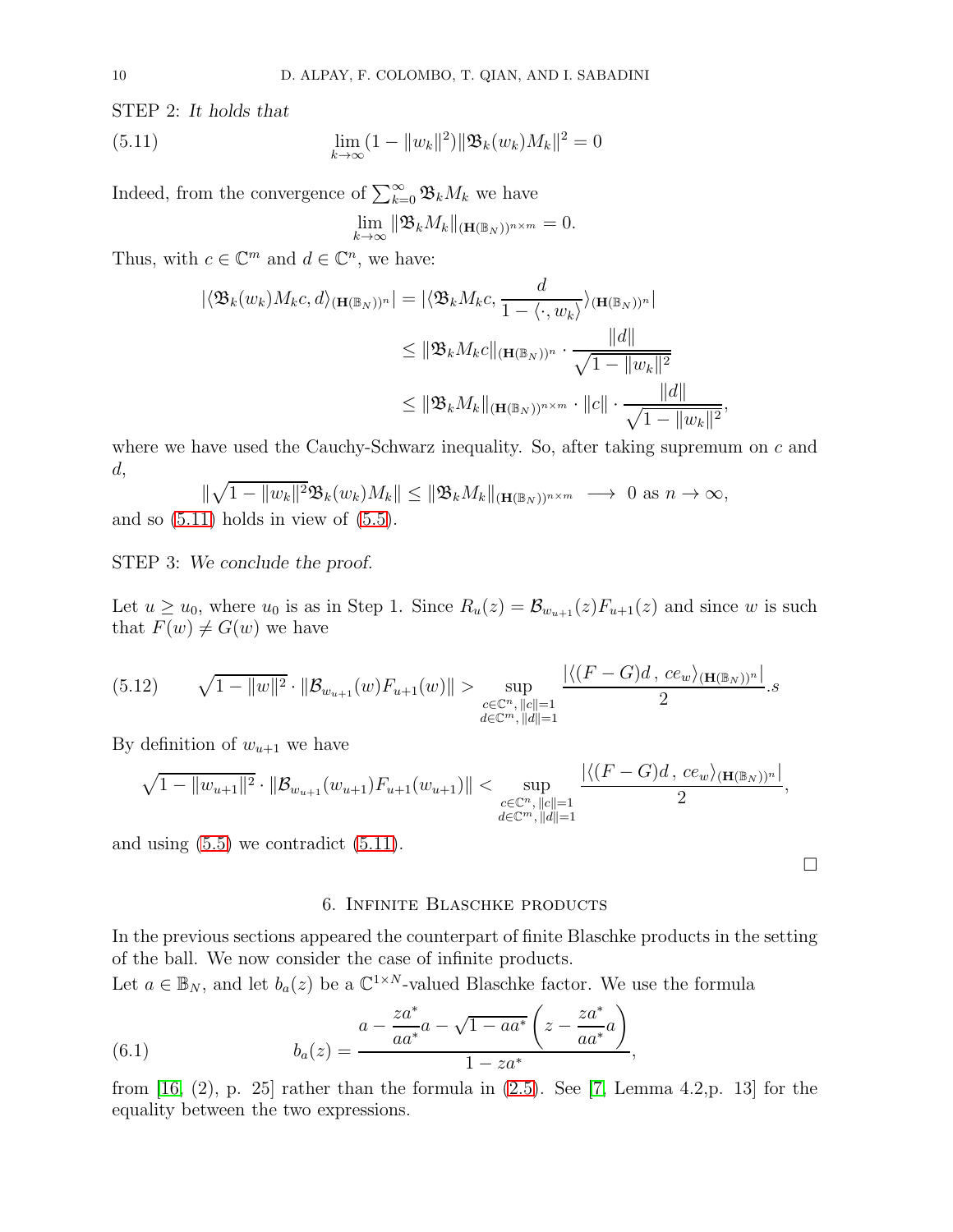STEP 2: *It holds that*

$$\lim_{k\to\infty}(1-\|w_k\|^2)\|\mathfrak{B}_k(w_k)M_k\|^2 = 0 \tag{5.11}$$

Indeed, from the convergence of $\sum_{k=0}^{\infty}\mathfrak{B}_kM_k$ we have

$$\lim_{k\to\infty}\|\mathfrak{B}_kM_k\|_{(\mathbf{H}(\mathbb{B}_N))^{n\times m}} = 0.$$

Thus, with $c\in\mathbb{C}^m$ and $d\in\mathbb{C}^n$, we have:

$$\begin{aligned}
|\langle \mathfrak{B}_k(w_k)M_kc, d\rangle_{(\mathbf{H}(\mathbb{B}_N))^n}| &= |\langle \mathfrak{B}_kM_kc, \frac{d}{1-\langle\cdot, w_k\rangle}\rangle_{(\mathbf{H}(\mathbb{B}_N))^n}|\\
&\le \|\mathfrak{B}_kM_kc\|_{(\mathbf{H}(\mathbb{B}_N))^n}\cdot\frac{\|d\|}{\sqrt{1-\|w_k\|^2}}\\
&\le \|\mathfrak{B}_kM_k\|_{(\mathbf{H}(\mathbb{B}_N))^{n\times m}}\cdot\|c\|\cdot\frac{\|d\|}{\sqrt{1-\|w_k\|^2}},
\end{aligned}$$

where we have used the Cauchy-Schwarz inequality. So, after taking supremum on $c$ and $d$,

$$\|\sqrt{1-\|w_k\|^2}\mathfrak{B}_k(w_k)M_k\| \le \|\mathfrak{B}_kM_k\|_{(\mathbf{H}(\mathbb{B}_N))^{n\times m}} \longrightarrow 0 \text{ as } n\to\infty,$$

and so (5.11) holds in view of (5.5).

STEP 3: *We conclude the proof.*

Let $u\ge u_0$, where $u_0$ is as in Step 1. Since $R_u(z)=\mathcal{B}_{w_{u+1}}(z)F_{u+1}(z)$ and since $w$ is such that $F(w)\ne G(w)$ we have

$$\sqrt{1-\|w\|^2}\cdot\|\mathcal{B}_{w_{u+1}}(w)F_{u+1}(w)\| > \sup_{\substack{c\in\mathbb{C}^n,\,\|c\|=1\\ d\in\mathbb{C}^m,\,\|d\|=1}}\frac{|\langle (F-G)d\,,\,ce_w\rangle_{(\mathbf{H}(\mathbb{B}_N))^n}|}{2}.s \tag{5.12}$$

By definition of $w_{u+1}$ we have

$$\sqrt{1-\|w_{u+1}\|^2}\cdot\|\mathcal{B}_{w_{u+1}}(w_{u+1})F_{u+1}(w_{u+1})\| < \sup_{\substack{c\in\mathbb{C}^n,\,\|c\|=1\\ d\in\mathbb{C}^m,\,\|d\|=1}}\frac{|\langle (F-G)d\,,\,ce_w\rangle_{(\mathbf{H}(\mathbb{B}_N))^n}|}{2},$$

and using (5.5) we contradict (5.11).

□

## 6. Infinite Blaschke products

In the previous sections appeared the counterpart of finite Blaschke products in the setting of the ball. We now consider the case of infinite products.

Let $a\in\mathbb{B}_N$, and let $b_a(z)$ be a $\mathbb{C}^{1\times N}$-valued Blaschke factor. We use the formula

$$b_a(z) = \frac{a-\dfrac{za^*}{aa^*}a-\sqrt{1-aa^*}\left(z-\dfrac{za^*}{aa^*}a\right)}{1-za^*}, \tag{6.1}$$

from [16, (2), p. 25] rather than the formula in (2.5). See [7, Lemma 4.2,p. 13] for the equality between the two expressions.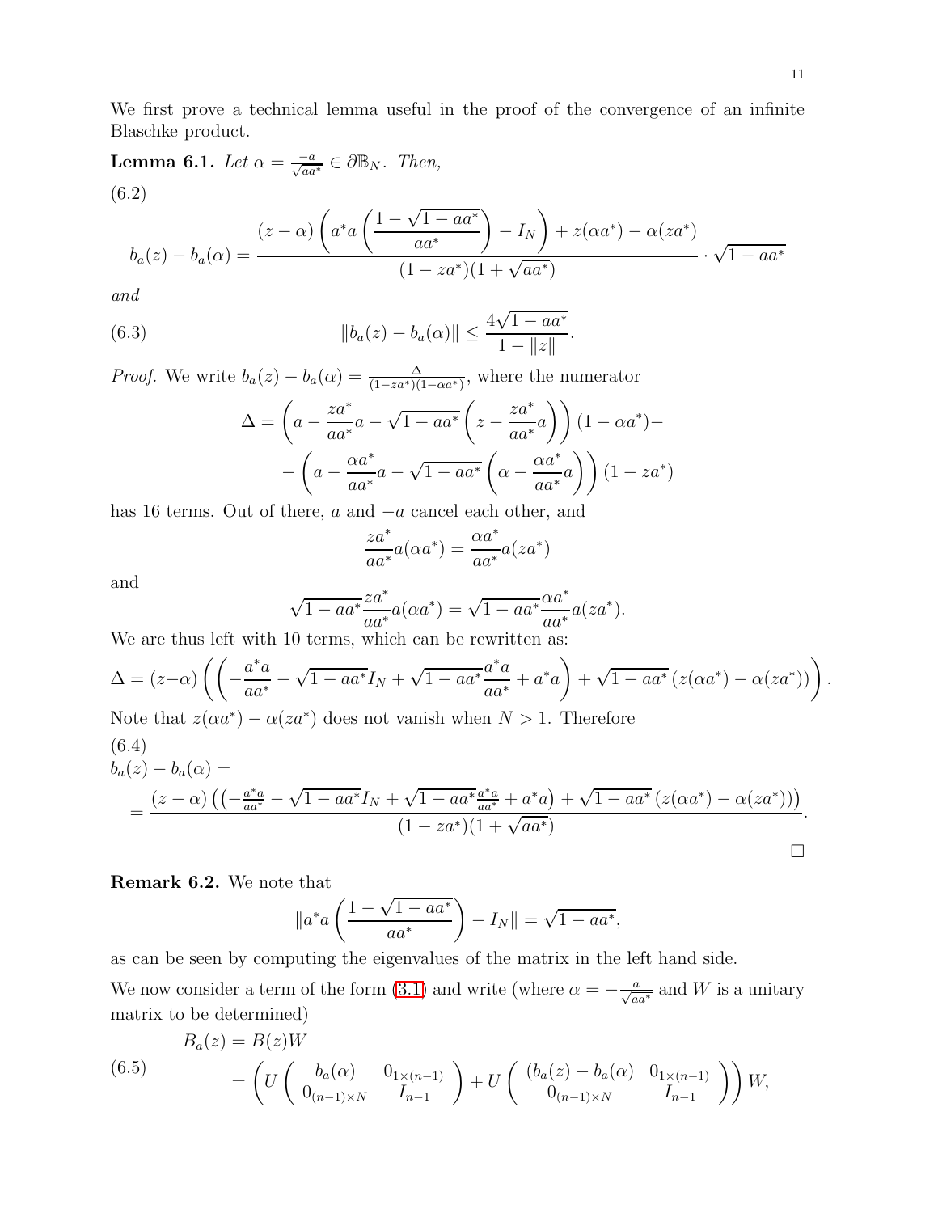We first prove a technical lemma useful in the proof of the convergence of an infinite Blaschke product.

**Lemma 6.1.** *Let* $\alpha = \frac{-a}{\sqrt{aa^*}} \in \partial\mathbb{B}_N$. *Then,*

(6.2)
$$b_a(z) - b_a(\alpha) = \frac{(z-\alpha)\left(a^*a\left(\frac{1-\sqrt{1-aa^*}}{aa^*}\right) - I_N\right) + z(\alpha a^*) - \alpha(za^*)}{(1-za^*)(1+\sqrt{aa^*})} \cdot \sqrt{1-aa^*}$$

*and*

$$\|b_a(z) - b_a(\alpha)\| \le \frac{4\sqrt{1-aa^*}}{1-\|z\|}. \tag{6.3}$$

*Proof.* We write $b_a(z) - b_a(\alpha) = \frac{\Delta}{(1-za^*)(1-\alpha a^*)}$, where the numerator

$$\Delta = \left(a - \frac{za^*}{aa^*}a - \sqrt{1-aa^*}\left(z - \frac{za^*}{aa^*}a\right)\right)(1-\alpha a^*) -$$
$$-\left(a - \frac{\alpha a^*}{aa^*}a - \sqrt{1-aa^*}\left(\alpha - \frac{\alpha a^*}{aa^*}a\right)\right)(1-za^*)$$

has 16 terms. Out of there, $a$ and $-a$ cancel each other, and

$$\frac{za^*}{aa^*}a(\alpha a^*) = \frac{\alpha a^*}{aa^*}a(za^*)$$

and

$$\sqrt{1-aa^*}\frac{za^*}{aa^*}a(\alpha a^*) = \sqrt{1-aa^*}\frac{\alpha a^*}{aa^*}a(za^*).$$

We are thus left with 10 terms, which can be rewritten as:

$$\Delta = (z-\alpha)\left(\left(-\frac{a^*a}{aa^*} - \sqrt{1-aa^*}I_N + \sqrt{1-aa^*}\frac{a^*a}{aa^*} + a^*a\right) + \sqrt{1-aa^*}\left(z(\alpha a^*) - \alpha(za^*)\right)\right).$$

Note that $z(\alpha a^*) - \alpha(za^*)$ does not vanish when $N > 1$. Therefore

(6.4)
$$b_a(z) - b_a(\alpha) =$$
$$= \frac{(z-\alpha)\left(\left(-\frac{a^*a}{aa^*} - \sqrt{1-aa^*}I_N + \sqrt{1-aa^*}\frac{a^*a}{aa^*} + a^*a\right) + \sqrt{1-aa^*}\left(z(\alpha a^*) - \alpha(za^*)\right)\right)}{(1-za^*)(1+\sqrt{aa^*})}.$$

$\square$

**Remark 6.2.** We note that

$$\|a^*a\left(\frac{1-\sqrt{1-aa^*}}{aa^*}\right) - I_N\| = \sqrt{1-aa^*},$$

as can be seen by computing the eigenvalues of the matrix in the left hand side.

We now consider a term of the form (3.1) and write (where $\alpha = -\frac{a}{\sqrt{aa^*}}$ and $W$ is a unitary matrix to be determined)

$$\begin{aligned} B_a(z) &= B(z)W \\ &= \left(U\begin{pmatrix} b_a(\alpha) & 0_{1\times(n-1)} \\ 0_{(n-1)\times N} & I_{n-1}\end{pmatrix} + U\begin{pmatrix} (b_a(z) - b_a(\alpha) & 0_{1\times(n-1)} \\ 0_{(n-1)\times N} & I_{n-1}\end{pmatrix}\right)W, \end{aligned} \tag{6.5}$$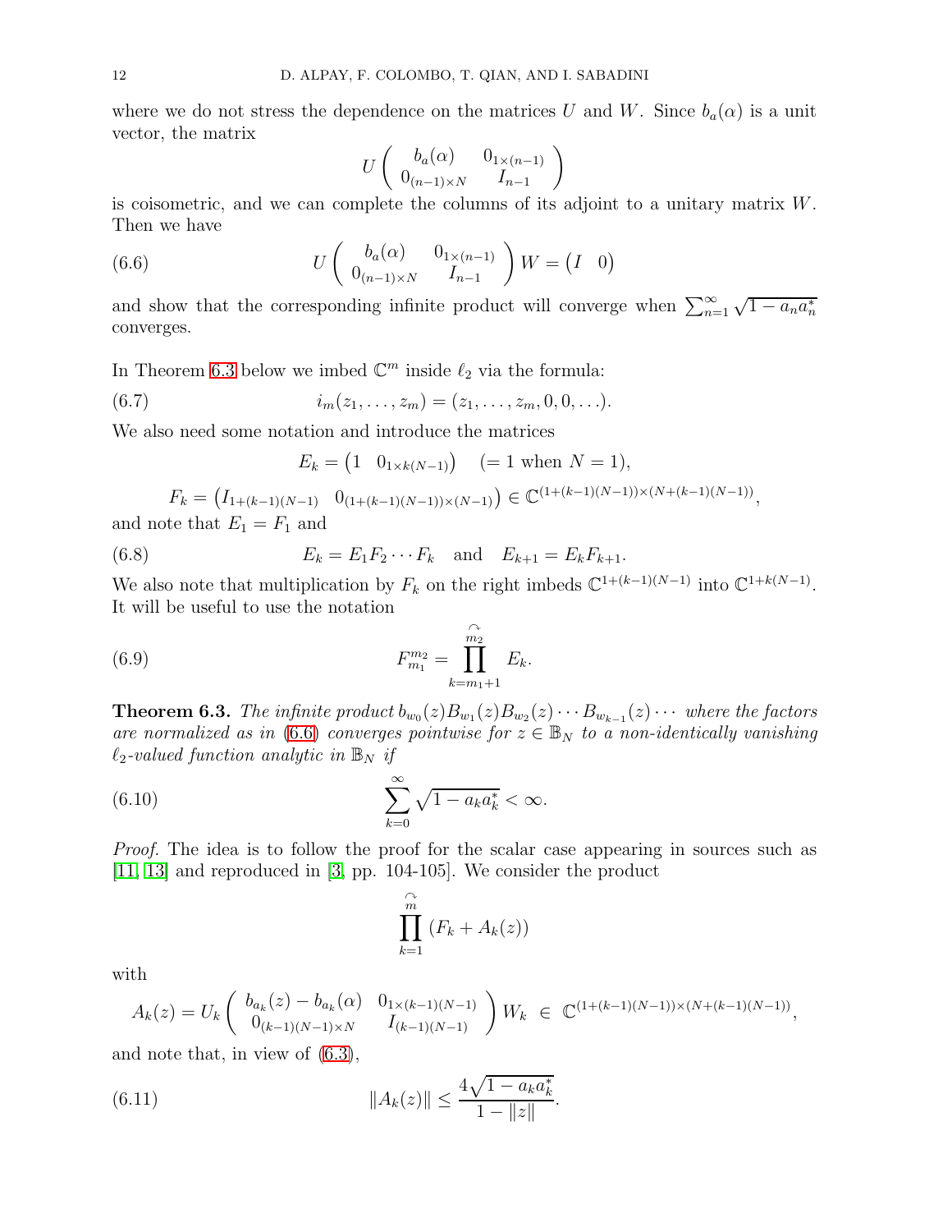where we do not stress the dependence on the matrices $U$ and $W$. Since $b_a(\alpha)$ is a unit vector, the matrix

$$U\begin{pmatrix} b_a(\alpha) & 0_{1\times(n-1)} \\ 0_{(n-1)\times N} & I_{n-1}\end{pmatrix}$$

is coisometric, and we can complete the columns of its adjoint to a unitary matrix $W$. Then we have

$$U\begin{pmatrix} b_a(\alpha) & 0_{1\times(n-1)} \\ 0_{(n-1)\times N} & I_{n-1}\end{pmatrix} W = \begin{pmatrix} I & 0\end{pmatrix} \tag{6.6}$$

and show that the corresponding infinite product will converge when $\sum_{n=1}^\infty \sqrt{1-a_na_n^*}$ converges.

In Theorem 6.3 below we imbed $\mathbb{C}^m$ inside $\ell_2$ via the formula:

$$i_m(z_1,\ldots,z_m) = (z_1,\ldots,z_m,0,0,\ldots). \tag{6.7}$$

We also need some notation and introduce the matrices

$$E_k = \begin{pmatrix} 1 & 0_{1\times k(N-1)}\end{pmatrix} \quad (= 1 \text{ when } N=1),$$

$$F_k = \begin{pmatrix} I_{1+(k-1)(N-1)} & 0_{(1+(k-1)(N-1))\times(N-1)}\end{pmatrix} \in \mathbb{C}^{(1+(k-1)(N-1))\times(N+(k-1)(N-1))},$$

and note that $E_1 = F_1$ and

$$E_k = E_1F_2\cdots F_k \quad \text{and} \quad E_{k+1} = E_kF_{k+1}. \tag{6.8}$$

We also note that multiplication by $F_k$ on the right imbeds $\mathbb{C}^{1+(k-1)(N-1)}$ into $\mathbb{C}^{1+k(N-1)}$. It will be useful to use the notation

$$F_{m_1}^{m_2} = \overset{\frown}{\prod_{k=m_1+1}^{m_2}} E_k. \tag{6.9}$$

**Theorem 6.3.** *The infinite product $b_{w_0}(z)B_{w_1}(z)B_{w_2}(z)\cdots B_{w_{k-1}}(z)\cdots$ where the factors are normalized as in (6.6) converges pointwise for $z\in\mathbb{B}_N$ to a non-identically vanishing $\ell_2$-valued function analytic in $\mathbb{B}_N$ if*

$$\sum_{k=0}^\infty \sqrt{1-a_ka_k^*} < \infty. \tag{6.10}$$

*Proof.* The idea is to follow the proof for the scalar case appearing in sources such as [11, 13] and reproduced in [3, pp. 104-105]. We consider the product

$$\overset{\frown}{\prod_{k=1}^{m}} (F_k + A_k(z))$$

with

$$A_k(z) = U_k\begin{pmatrix} b_{a_k}(z)-b_{a_k}(\alpha) & 0_{1\times(k-1)(N-1)} \\ 0_{(k-1)(N-1)\times N} & I_{(k-1)(N-1)}\end{pmatrix} W_k \ \in\ \mathbb{C}^{(1+(k-1)(N-1))\times(N+(k-1)(N-1))},$$

and note that, in view of (6.3),

$$\|A_k(z)\| \le \frac{4\sqrt{1-a_ka_k^*}}{1-\|z\|}. \tag{6.11}$$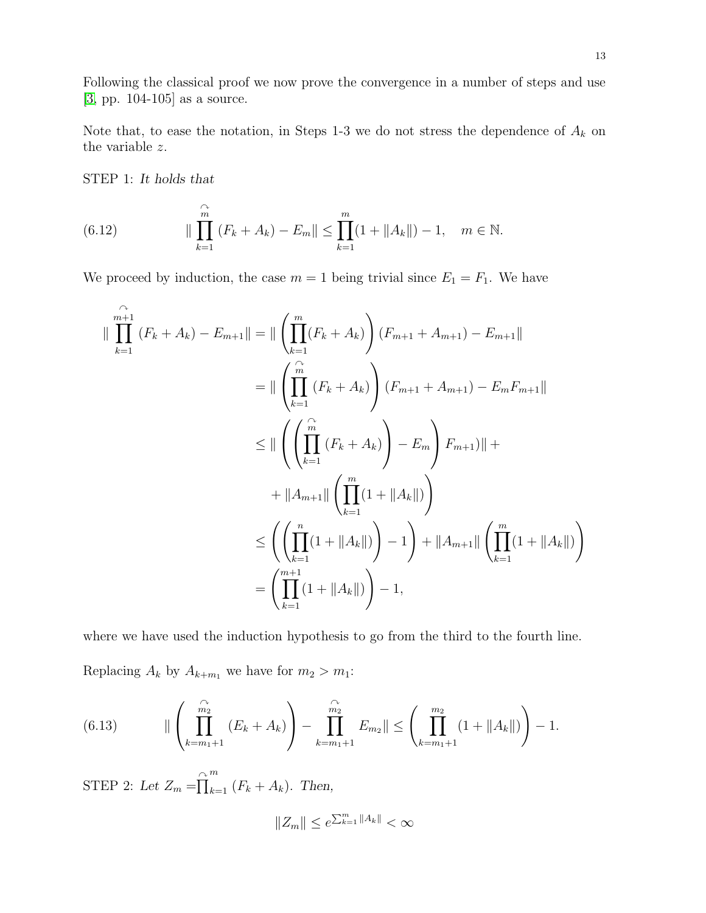Following the classical proof we now prove the convergence in a number of steps and use [3, pp. 104-105] as a source.

Note that, to ease the notation, in Steps 1-3 we do not stress the dependence of $A_k$ on the variable $z$.

STEP 1: *It holds that*

$$\| \overset{\curvearrowright}{\prod_{k=1}^{m}} (F_k + A_k) - E_m \| \leq \prod_{k=1}^{m} (1 + \|A_k\|) - 1, \quad m \in \mathbb{N}. \tag{6.12}$$

We proceed by induction, the case $m = 1$ being trivial since $E_1 = F_1$. We have

$$\begin{aligned}
\| \overset{\curvearrowright}{\prod_{k=1}^{m+1}} (F_k + A_k) - E_{m+1} \| &= \| \left( \prod_{k=1}^{m} (F_k + A_k) \right) (F_{m+1} + A_{m+1}) - E_{m+1} \| \\
&= \| \left( \overset{\curvearrowright}{\prod_{k=1}^{m}} (F_k + A_k) \right) (F_{m+1} + A_{m+1}) - E_m F_{m+1} \| \\
&\leq \| \left( \left( \overset{\curvearrowright}{\prod_{k=1}^{m}} (F_k + A_k) \right) - E_m \right) F_{m+1}) \| + \\
&\quad + \|A_{m+1}\| \left( \prod_{k=1}^{m} (1 + \|A_k\|) \right) \\
&\leq \left( \left( \prod_{k=1}^{n} (1 + \|A_k\|) \right) - 1 \right) + \|A_{m+1}\| \left( \prod_{k=1}^{m} (1 + \|A_k\|) \right) \\
&= \left( \prod_{k=1}^{m+1} (1 + \|A_k\|) \right) - 1,
\end{aligned}$$

where we have used the induction hypothesis to go from the third to the fourth line.

Replacing $A_k$ by $A_{k+m_1}$ we have for $m_2 > m_1$:

$$\| \left( \overset{\curvearrowright}{\prod_{k=m_1+1}^{m_2}} (E_k + A_k) \right) - \overset{\curvearrowright}{\prod_{k=m_1+1}^{m_2}} E_{m_2} \| \leq \left( \prod_{k=m_1+1}^{m_2} (1 + \|A_k\|) \right) - 1. \tag{6.13}$$

STEP 2: *Let* $Z_m = \overset{\curvearrowright}{\prod}_{k=1}^{m} (F_k + A_k)$. *Then,*

$$\|Z_m\| \leq e^{\sum_{k=1}^{m} \|A_k\|} < \infty$$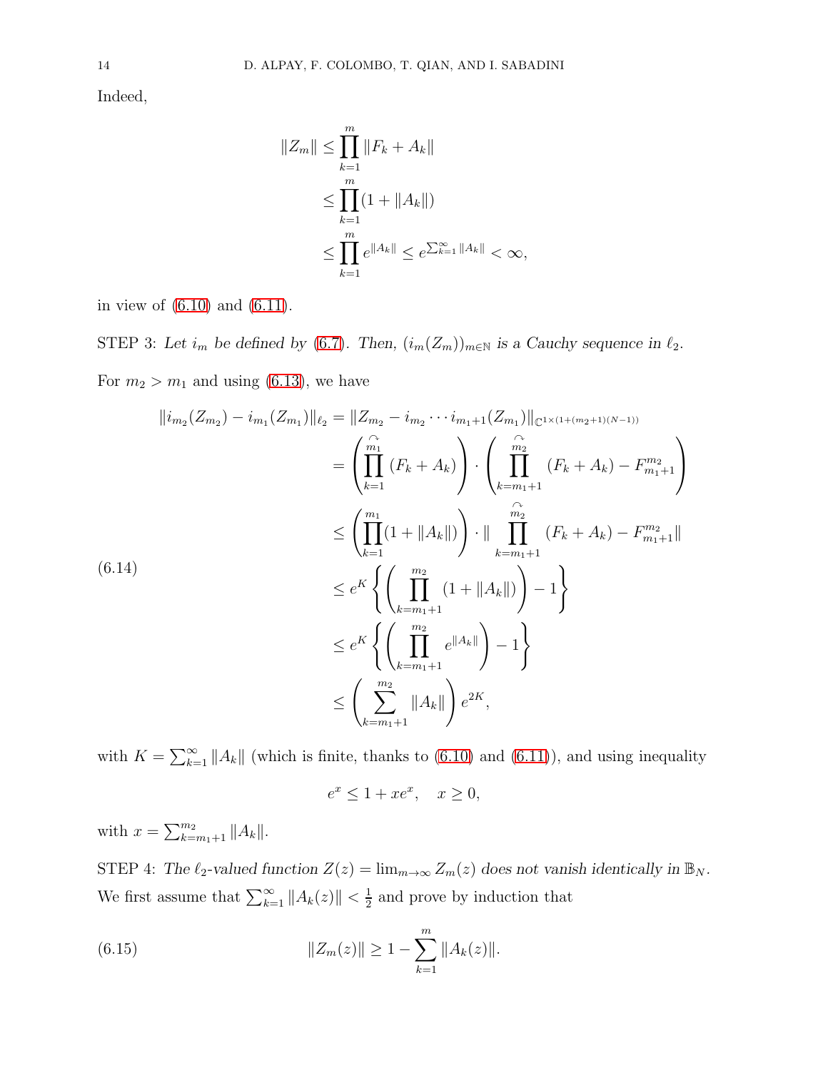Indeed,

$$
\begin{aligned}
\|Z_m\| &\leq \prod_{k=1}^{m} \|F_k + A_k\| \\
&\leq \prod_{k=1}^{m} (1 + \|A_k\|) \\
&\leq \prod_{k=1}^{m} e^{\|A_k\|} \leq e^{\sum_{k=1}^{\infty} \|A_k\|} < \infty,
\end{aligned}
$$

in view of (6.10) and (6.11).

STEP 3: *Let $i_m$ be defined by (6.7). Then, $(i_m(Z_m))_{m\in\mathbb{N}}$ is a Cauchy sequence in $\ell_2$.*

For $m_2 > m_1$ and using (6.13), we have

$$
\begin{aligned}
\|i_{m_2}(Z_{m_2}) - i_{m_1}(Z_{m_1})\|_{\ell_2} &= \|Z_{m_2} - i_{m_2} \cdots i_{m_1+1}(Z_{m_1})\|_{\mathbb{C}^{1\times(1+(m_2+1)(N-1))}} \\
&= \left( \prod_{k=1}^{\overset{\frown}{m_1}} (F_k + A_k) \right) \cdot \left( \prod_{k=m_1+1}^{\overset{\frown}{m_2}} (F_k + A_k) - F_{m_1+1}^{m_2} \right) \\
&\leq \left( \prod_{k=1}^{m_1} (1 + \|A_k\|) \right) \cdot \| \prod_{k=m_1+1}^{\overset{\frown}{m_2}} (F_k + A_k) - F_{m_1+1}^{m_2} \| \\
&\leq e^K \left\{ \left( \prod_{k=m_1+1}^{m_2} (1 + \|A_k\|) \right) - 1 \right\} \\
&\leq e^K \left\{ \left( \prod_{k=m_1+1}^{m_2} e^{\|A_k\|} \right) - 1 \right\} \\
&\leq \left( \sum_{k=m_1+1}^{m_2} \|A_k\| \right) e^{2K},
\end{aligned}
\tag{6.14}
$$

with $K = \sum_{k=1}^{\infty} \|A_k\|$ (which is finite, thanks to (6.10) and (6.11)), and using inequality

$$
e^x \leq 1 + xe^x, \quad x \geq 0,
$$

with $x = \sum_{k=m_1+1}^{m_2} \|A_k\|$.

STEP 4: *The $\ell_2$-valued function $Z(z) = \lim_{m\to\infty} Z_m(z)$ does not vanish identically in $\mathbb{B}_N$.* We first assume that $\sum_{k=1}^{\infty} \|A_k(z)\| < \frac{1}{2}$ and prove by induction that

$$
\|Z_m(z)\| \geq 1 - \sum_{k=1}^{m} \|A_k(z)\|. \tag{6.15}
$$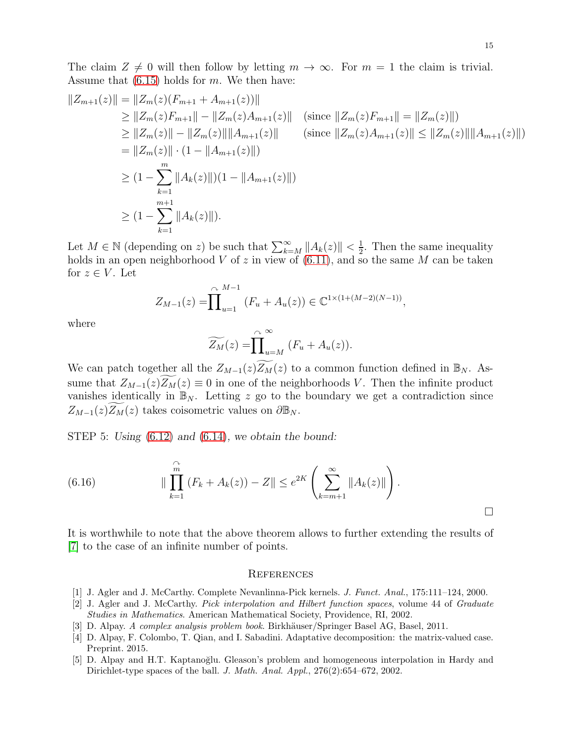The claim $Z \neq 0$ will then follow by letting $m \to \infty$. For $m = 1$ the claim is trivial. Assume that (6.15) holds for $m$. We then have:

$$
\begin{aligned}
\|Z_{m+1}(z)\| &= \|Z_m(z)(F_{m+1} + A_{m+1}(z))\| \\
&\geq \|Z_m(z)F_{m+1}\| - \|Z_m(z)A_{m+1}(z)\| \quad (\text{since } \|Z_m(z)F_{m+1}\| = \|Z_m(z)\|) \\
&\geq \|Z_m(z)\| - \|Z_m(z)\|\|A_{m+1}(z)\| \qquad (\text{since } \|Z_m(z)A_{m+1}(z)\| \leq \|Z_m(z)\|\|A_{m+1}(z)\|) \\
&= \|Z_m(z)\| \cdot (1 - \|A_{m+1}(z)\|) \\
&\geq (1 - \sum_{k=1}^{m} \|A_k(z)\|)(1 - \|A_{m+1}(z)\|) \\
&\geq (1 - \sum_{k=1}^{m+1} \|A_k(z)\|).
\end{aligned}
$$

Let $M \in \mathbb{N}$ (depending on $z$) be such that $\sum_{k=M}^{\infty} \|A_k(z)\| < \frac{1}{2}$. Then the same inequality holds in an open neighborhood $V$ of $z$ in view of (6.11), and so the same $M$ can be taken for $z \in V$. Let

$$
Z_{M-1}(z) = \overset{\frown}{\prod}_{u=1}^{M-1} (F_u + A_u(z)) \in \mathbb{C}^{1 \times (1+(M-2)(N-1))},
$$

where

$$
\widetilde{Z_M}(z) = \overset{\frown}{\prod}_{u=M}^{\infty} (F_u + A_u(z)).
$$

We can patch together all the $Z_{M-1}(z)\widetilde{Z_M}(z)$ to a common function defined in $\mathbb{B}_N$. Assume that $Z_{M-1}(z)\widetilde{Z_M}(z) \equiv 0$ in one of the neighborhoods $V$. Then the infinite product vanishes identically in $\mathbb{B}_N$. Letting $z$ go to the boundary we get a contradiction since $Z_{M-1}(z)\widetilde{Z_M}(z)$ takes coisometric values on $\partial\mathbb{B}_N$.

STEP 5: *Using (6.12) and (6.14), we obtain the bound:*

$$
\| \overset{\frown}{\prod_{k=1}^{m}} (F_k + A_k(z)) - Z\| \leq e^{2K} \left( \sum_{k=m+1}^{\infty} \|A_k(z)\| \right). \tag{6.16}
$$

□

It is worthwhile to note that the above theorem allows to further extending the results of [7] to the case of an infinite number of points.

## References

[1] J. Agler and J. McCarthy. Complete Nevanlinna-Pick kernels. *J. Funct. Anal.*, 175:111–124, 2000.

[2] J. Agler and J. McCarthy. *Pick interpolation and Hilbert function spaces*, volume 44 of *Graduate Studies in Mathematics*. American Mathematical Society, Providence, RI, 2002.

[3] D. Alpay. *A complex analysis problem book*. Birkhäuser/Springer Basel AG, Basel, 2011.

[4] D. Alpay, F. Colombo, T. Qian, and I. Sabadini. Adaptative decomposition: the matrix-valued case. Preprint. 2015.

[5] D. Alpay and H.T. Kaptanoğlu. Gleason's problem and homogeneous interpolation in Hardy and Dirichlet-type spaces of the ball. *J. Math. Anal. Appl.*, 276(2):654–672, 2002.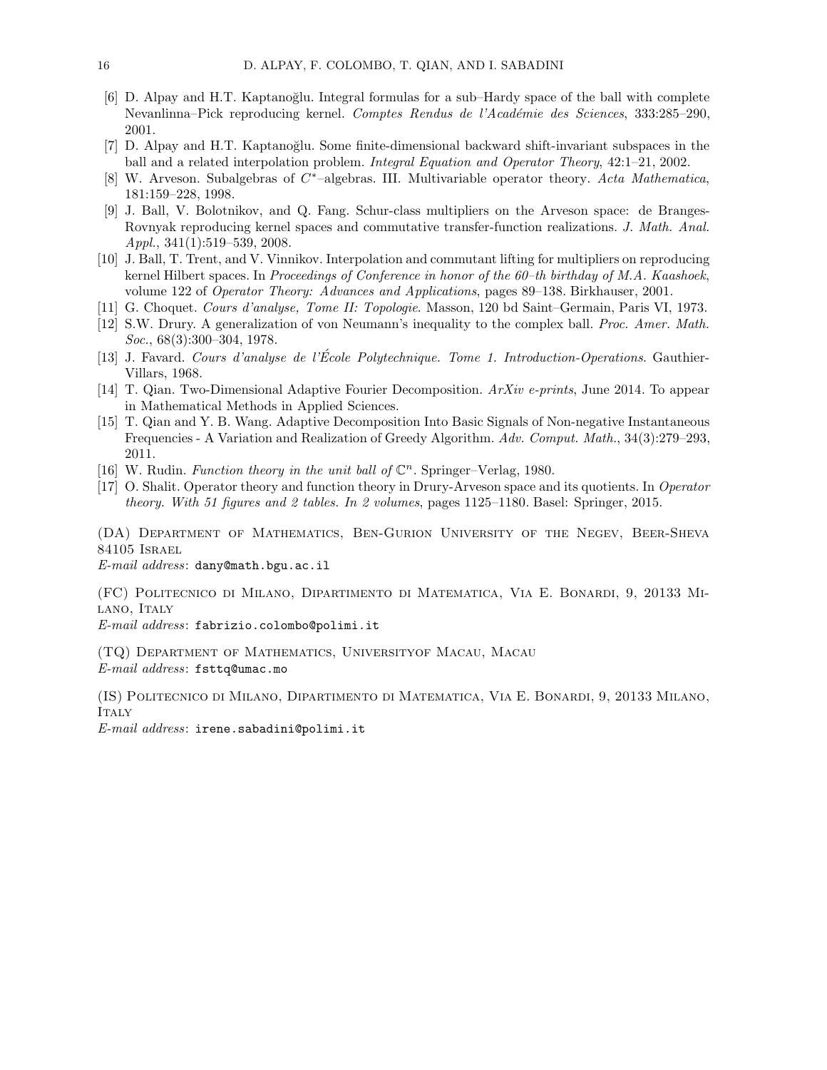[6] D. Alpay and H.T. Kaptanoğlu. Integral formulas for a sub–Hardy space of the ball with complete Nevanlinna–Pick reproducing kernel. *Comptes Rendus de l'Académie des Sciences*, 333:285–290, 2001.

[7] D. Alpay and H.T. Kaptanoğlu. Some finite-dimensional backward shift-invariant subspaces in the ball and a related interpolation problem. *Integral Equation and Operator Theory*, 42:1–21, 2002.

[8] W. Arveson. Subalgebras of $C^*$–algebras. III. Multivariable operator theory. *Acta Mathematica*, 181:159–228, 1998.

[9] J. Ball, V. Bolotnikov, and Q. Fang. Schur-class multipliers on the Arveson space: de Branges-Rovnyak reproducing kernel spaces and commutative transfer-function realizations. *J. Math. Anal. Appl.*, 341(1):519–539, 2008.

[10] J. Ball, T. Trent, and V. Vinnikov. Interpolation and commutant lifting for multipliers on reproducing kernel Hilbert spaces. In *Proceedings of Conference in honor of the 60–th birthday of M.A. Kaashoek*, volume 122 of *Operator Theory: Advances and Applications*, pages 89–138. Birkhauser, 2001.

[11] G. Choquet. *Cours d'analyse, Tome II: Topologie*. Masson, 120 bd Saint–Germain, Paris VI, 1973.

[12] S.W. Drury. A generalization of von Neumann's inequality to the complex ball. *Proc. Amer. Math. Soc.*, 68(3):300–304, 1978.

[13] J. Favard. *Cours d'analyse de l'École Polytechnique. Tome 1. Introduction-Operations*. Gauthier-Villars, 1968.

[14] T. Qian. Two-Dimensional Adaptive Fourier Decomposition. *ArXiv e-prints*, June 2014. To appear in Mathematical Methods in Applied Sciences.

[15] T. Qian and Y. B. Wang. Adaptive Decomposition Into Basic Signals of Non-negative Instantaneous Frequencies - A Variation and Realization of Greedy Algorithm. *Adv. Comput. Math.*, 34(3):279–293, 2011.

[16] W. Rudin. *Function theory in the unit ball of* $\mathbb{C}^n$. Springer–Verlag, 1980.

[17] O. Shalit. Operator theory and function theory in Drury-Arveson space and its quotients. In *Operator theory. With 51 figures and 2 tables. In 2 volumes*, pages 1125–1180. Basel: Springer, 2015.

(DA) Department of Mathematics, Ben-Gurion University of the Negev, Beer-Sheva 84105 Israel

*E-mail address*: dany@math.bgu.ac.il

(FC) Politecnico di Milano, Dipartimento di Matematica, Via E. Bonardi, 9, 20133 Milano, Italy

*E-mail address*: fabrizio.colombo@polimi.it

(TQ) Department of Mathematics, Universityof Macau, Macau

*E-mail address*: fsttq@umac.mo

(IS) Politecnico di Milano, Dipartimento di Matematica, Via E. Bonardi, 9, 20133 Milano, Italy

*E-mail address*: irene.sabadini@polimi.it